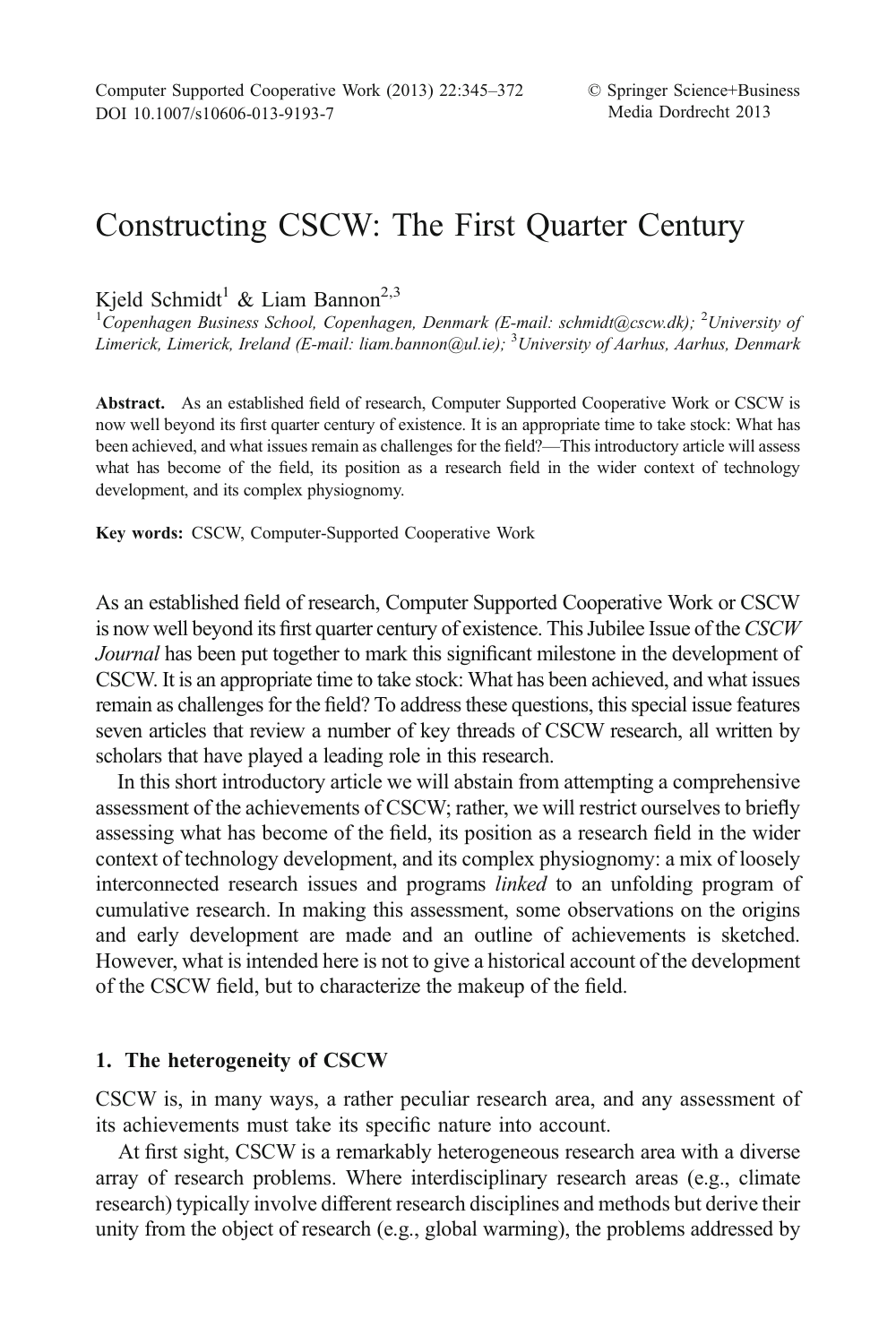# Constructing CSCW: The First Quarter Century

Kjeld Schmidt[1] & Liam Bannon[2,3]

[1]*Copenhagen Business School, Copenhagen, Denmark (E-mail: schmidt@cscw.dk);* [2]*University of Limerick, Limerick, Ireland (E-mail: liam.bannon@ul.ie);* [3]*University of Aarhus, Aarhus, Denmark*

**Abstract.** As an established field of research, Computer Supported Cooperative Work or CSCW is now well beyond its first quarter century of existence. It is an appropriate time to take stock: What has been achieved, and what issues remain as challenges for the field?—This introductory article will assess what has become of the field, its position as a research field in the wider context of technology development, and its complex physiognomy.

**Key words:** CSCW, Computer-Supported Cooperative Work

As an established field of research, Computer Supported Cooperative Work or CSCW is now well beyond its first quarter century of existence. This Jubilee Issue of the *CSCW Journal* has been put together to mark this significant milestone in the development of CSCW. It is an appropriate time to take stock: What has been achieved, and what issues remain as challenges for the field? To address these questions, this special issue features seven articles that review a number of key threads of CSCW research, all written by scholars that have played a leading role in this research.

In this short introductory article we will abstain from attempting a comprehensive assessment of the achievements of CSCW; rather, we will restrict ourselves to briefly assessing what has become of the field, its position as a research field in the wider context of technology development, and its complex physiognomy: a mix of loosely interconnected research issues and programs *linked* to an unfolding program of cumulative research. In making this assessment, some observations on the origins and early development are made and an outline of achievements is sketched. However, what is intended here is not to give a historical account of the development of the CSCW field, but to characterize the makeup of the field.

## 1. The heterogeneity of CSCW

CSCW is, in many ways, a rather peculiar research area, and any assessment of its achievements must take its specific nature into account.

At first sight, CSCW is a remarkably heterogeneous research area with a diverse array of research problems. Where interdisciplinary research areas (e.g., climate research) typically involve different research disciplines and methods but derive their unity from the object of research (e.g., global warming), the problems addressed by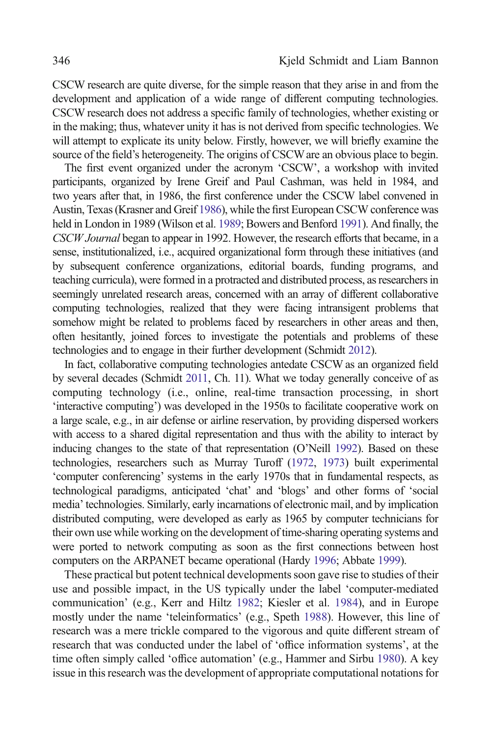CSCW research are quite diverse, for the simple reason that they arise in and from the development and application of a wide range of different computing technologies. CSCW research does not address a specific family of technologies, whether existing or in the making; thus, whatever unity it has is not derived from specific technologies. We will attempt to explicate its unity below. Firstly, however, we will briefly examine the source of the field's heterogeneity. The origins of CSCW are an obvious place to begin.

The first event organized under the acronym 'CSCW', a workshop with invited participants, organized by Irene Greif and Paul Cashman, was held in 1984, and two years after that, in 1986, the first conference under the CSCW label convened in Austin, Texas (Krasner and Greif 1986), while the first European CSCW conference was held in London in 1989 (Wilson et al. 1989; Bowers and Benford 1991). And finally, the *CSCW Journal* began to appear in 1992. However, the research efforts that became, in a sense, institutionalized, i.e., acquired organizational form through these initiatives (and by subsequent conference organizations, editorial boards, funding programs, and teaching curricula), were formed in a protracted and distributed process, as researchers in seemingly unrelated research areas, concerned with an array of different collaborative computing technologies, realized that they were facing intransigent problems that somehow might be related to problems faced by researchers in other areas and then, often hesitantly, joined forces to investigate the potentials and problems of these technologies and to engage in their further development (Schmidt 2012).

In fact, collaborative computing technologies antedate CSCW as an organized field by several decades (Schmidt 2011, Ch. 11). What we today generally conceive of as computing technology (i.e., online, real-time transaction processing, in short 'interactive computing') was developed in the 1950s to facilitate cooperative work on a large scale, e.g., in air defense or airline reservation, by providing dispersed workers with access to a shared digital representation and thus with the ability to interact by inducing changes to the state of that representation (O'Neill 1992). Based on these technologies, researchers such as Murray Turoff (1972, 1973) built experimental 'computer conferencing' systems in the early 1970s that in fundamental respects, as technological paradigms, anticipated 'chat' and 'blogs' and other forms of 'social media' technologies. Similarly, early incarnations of electronic mail, and by implication distributed computing, were developed as early as 1965 by computer technicians for their own use while working on the development of time-sharing operating systems and were ported to network computing as soon as the first connections between host computers on the ARPANET became operational (Hardy 1996; Abbate 1999).

These practical but potent technical developments soon gave rise to studies of their use and possible impact, in the US typically under the label 'computer-mediated communication' (e.g., Kerr and Hiltz 1982; Kiesler et al. 1984), and in Europe mostly under the name 'teleinformatics' (e.g., Speth 1988). However, this line of research was a mere trickle compared to the vigorous and quite different stream of research that was conducted under the label of 'office information systems', at the time often simply called 'office automation' (e.g., Hammer and Sirbu 1980). A key issue in this research was the development of appropriate computational notations for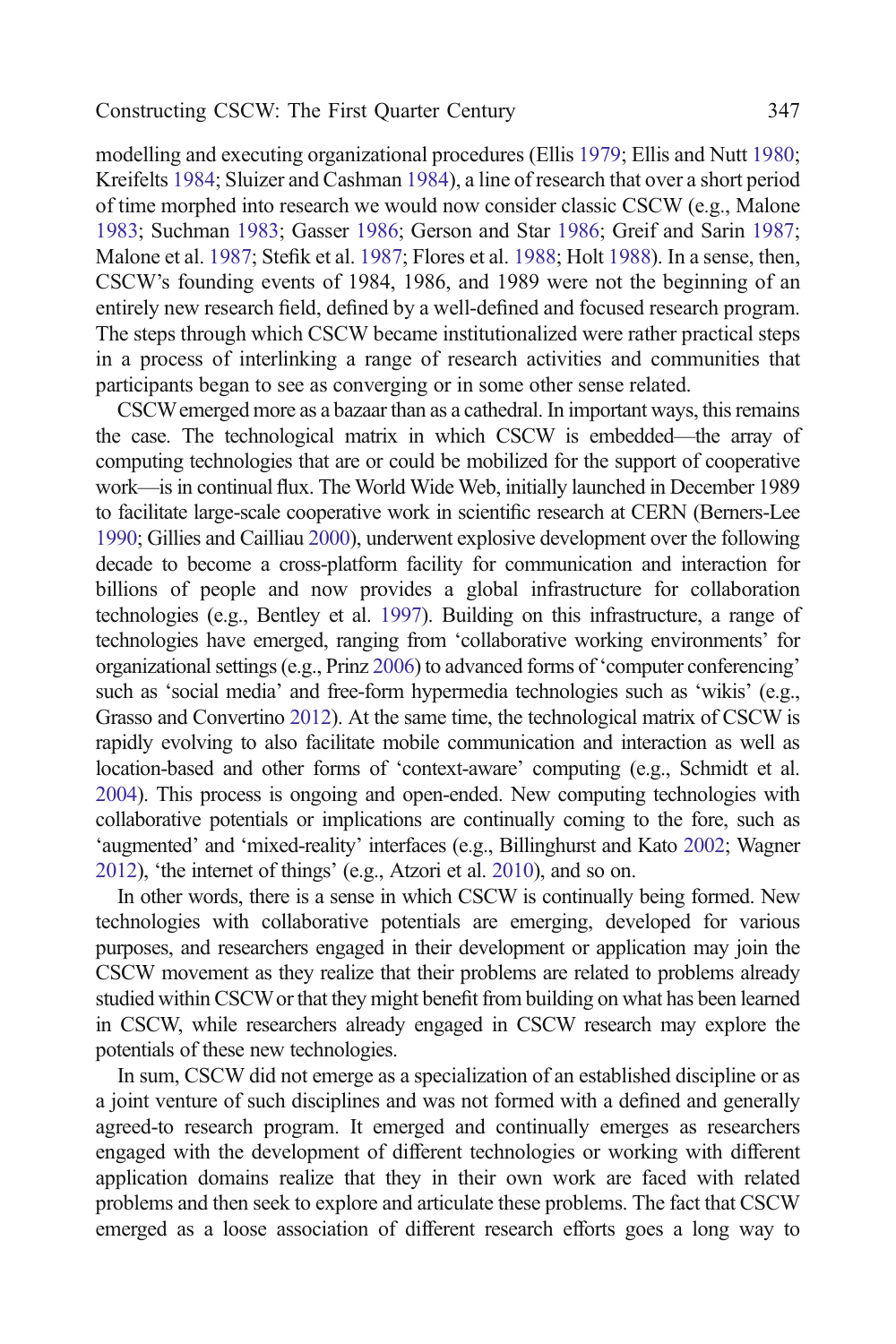modelling and executing organizational procedures (Ellis 1979; Ellis and Nutt 1980; Kreifelts 1984; Sluizer and Cashman 1984), a line of research that over a short period of time morphed into research we would now consider classic CSCW (e.g., Malone 1983; Suchman 1983; Gasser 1986; Gerson and Star 1986; Greif and Sarin 1987; Malone et al. 1987; Stefik et al. 1987; Flores et al. 1988; Holt 1988). In a sense, then, CSCW's founding events of 1984, 1986, and 1989 were not the beginning of an entirely new research field, defined by a well-defined and focused research program. The steps through which CSCW became institutionalized were rather practical steps in a process of interlinking a range of research activities and communities that participants began to see as converging or in some other sense related.

CSCW emerged more as a bazaar than as a cathedral. In important ways, this remains the case. The technological matrix in which CSCW is embedded—the array of computing technologies that are or could be mobilized for the support of cooperative work—is in continual flux. The World Wide Web, initially launched in December 1989 to facilitate large-scale cooperative work in scientific research at CERN (Berners-Lee 1990; Gillies and Cailliau 2000), underwent explosive development over the following decade to become a cross-platform facility for communication and interaction for billions of people and now provides a global infrastructure for collaboration technologies (e.g., Bentley et al. 1997). Building on this infrastructure, a range of technologies have emerged, ranging from 'collaborative working environments' for organizational settings (e.g., Prinz 2006) to advanced forms of 'computer conferencing' such as 'social media' and free-form hypermedia technologies such as 'wikis' (e.g., Grasso and Convertino 2012). At the same time, the technological matrix of CSCW is rapidly evolving to also facilitate mobile communication and interaction as well as location-based and other forms of 'context-aware' computing (e.g., Schmidt et al. 2004). This process is ongoing and open-ended. New computing technologies with collaborative potentials or implications are continually coming to the fore, such as 'augmented' and 'mixed-reality' interfaces (e.g., Billinghurst and Kato 2002; Wagner 2012), 'the internet of things' (e.g., Atzori et al. 2010), and so on.

In other words, there is a sense in which CSCW is continually being formed. New technologies with collaborative potentials are emerging, developed for various purposes, and researchers engaged in their development or application may join the CSCW movement as they realize that their problems are related to problems already studied within CSCW or that they might benefit from building on what has been learned in CSCW, while researchers already engaged in CSCW research may explore the potentials of these new technologies.

In sum, CSCW did not emerge as a specialization of an established discipline or as a joint venture of such disciplines and was not formed with a defined and generally agreed-to research program. It emerged and continually emerges as researchers engaged with the development of different technologies or working with different application domains realize that they in their own work are faced with related problems and then seek to explore and articulate these problems. The fact that CSCW emerged as a loose association of different research efforts goes a long way to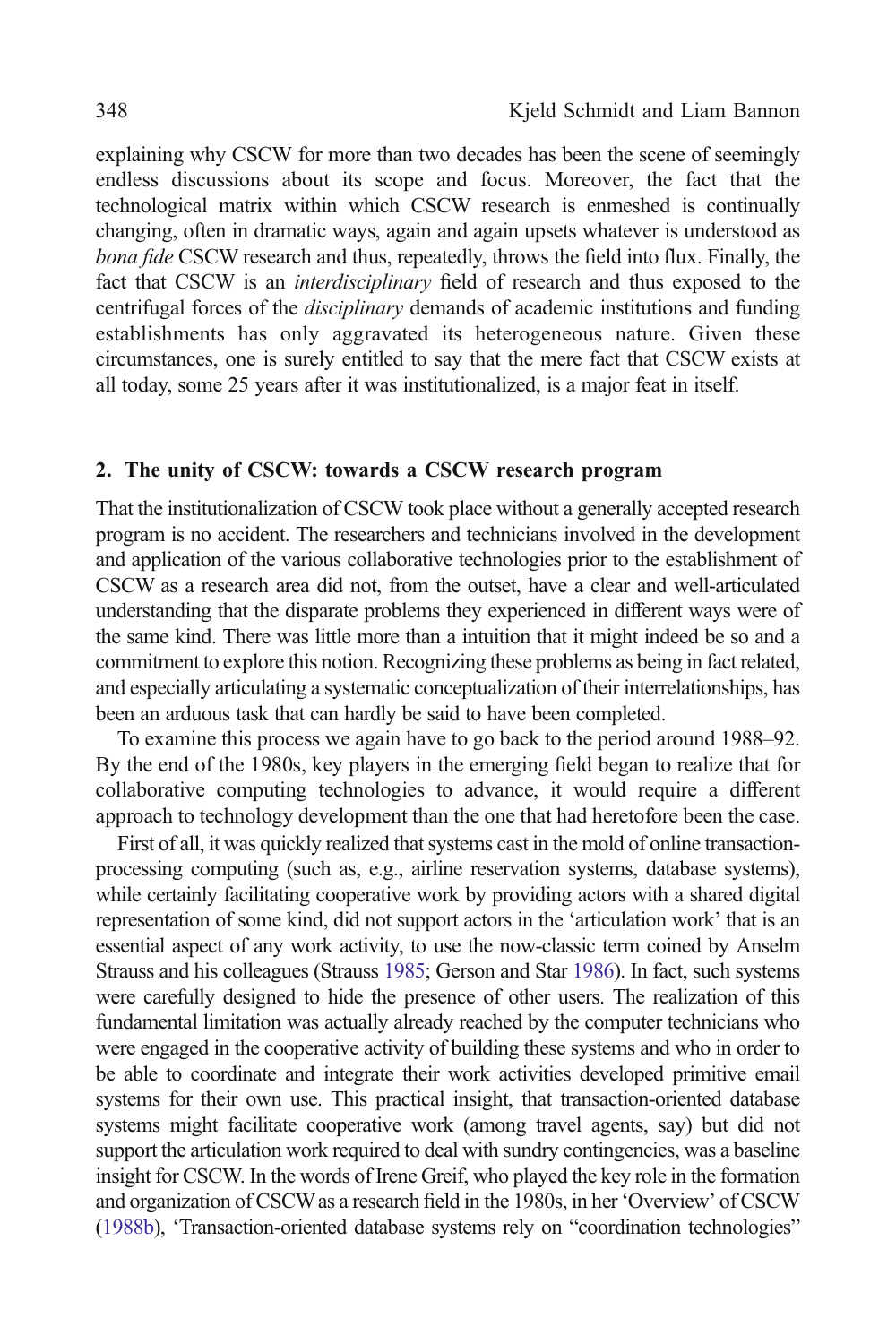explaining why CSCW for more than two decades has been the scene of seemingly endless discussions about its scope and focus. Moreover, the fact that the technological matrix within which CSCW research is enmeshed is continually changing, often in dramatic ways, again and again upsets whatever is understood as *bona fide* CSCW research and thus, repeatedly, throws the field into flux. Finally, the fact that CSCW is an *interdisciplinary* field of research and thus exposed to the centrifugal forces of the *disciplinary* demands of academic institutions and funding establishments has only aggravated its heterogeneous nature. Given these circumstances, one is surely entitled to say that the mere fact that CSCW exists at all today, some 25 years after it was institutionalized, is a major feat in itself.

## 2. The unity of CSCW: towards a CSCW research program

That the institutionalization of CSCW took place without a generally accepted research program is no accident. The researchers and technicians involved in the development and application of the various collaborative technologies prior to the establishment of CSCW as a research area did not, from the outset, have a clear and well-articulated understanding that the disparate problems they experienced in different ways were of the same kind. There was little more than a intuition that it might indeed be so and a commitment to explore this notion. Recognizing these problems as being in fact related, and especially articulating a systematic conceptualization of their interrelationships, has been an arduous task that can hardly be said to have been completed.

To examine this process we again have to go back to the period around 1988–92. By the end of the 1980s, key players in the emerging field began to realize that for collaborative computing technologies to advance, it would require a different approach to technology development than the one that had heretofore been the case.

First of all, it was quickly realized that systems cast in the mold of online transaction-processing computing (such as, e.g., airline reservation systems, database systems), while certainly facilitating cooperative work by providing actors with a shared digital representation of some kind, did not support actors in the 'articulation work' that is an essential aspect of any work activity, to use the now-classic term coined by Anselm Strauss and his colleagues (Strauss 1985; Gerson and Star 1986). In fact, such systems were carefully designed to hide the presence of other users. The realization of this fundamental limitation was actually already reached by the computer technicians who were engaged in the cooperative activity of building these systems and who in order to be able to coordinate and integrate their work activities developed primitive email systems for their own use. This practical insight, that transaction-oriented database systems might facilitate cooperative work (among travel agents, say) but did not support the articulation work required to deal with sundry contingencies, was a baseline insight for CSCW. In the words of Irene Greif, who played the key role in the formation and organization of CSCW as a research field in the 1980s, in her 'Overview' of CSCW (1988b), 'Transaction-oriented database systems rely on "coordination technologies"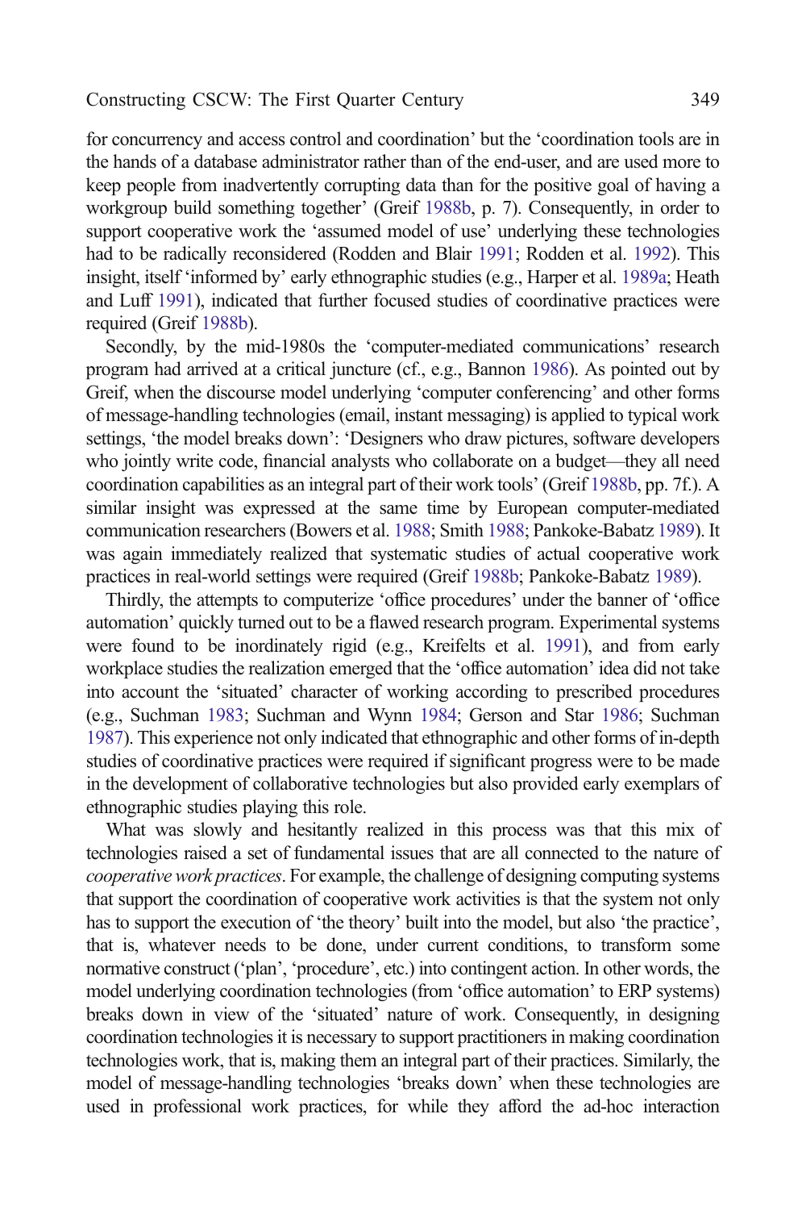for concurrency and access control and coordination' but the 'coordination tools are in the hands of a database administrator rather than of the end-user, and are used more to keep people from inadvertently corrupting data than for the positive goal of having a workgroup build something together' (Greif 1988b, p. 7). Consequently, in order to support cooperative work the 'assumed model of use' underlying these technologies had to be radically reconsidered (Rodden and Blair 1991; Rodden et al. 1992). This insight, itself 'informed by' early ethnographic studies (e.g., Harper et al. 1989a; Heath and Luff 1991), indicated that further focused studies of coordinative practices were required (Greif 1988b).

Secondly, by the mid-1980s the 'computer-mediated communications' research program had arrived at a critical juncture (cf., e.g., Bannon 1986). As pointed out by Greif, when the discourse model underlying 'computer conferencing' and other forms of message-handling technologies (email, instant messaging) is applied to typical work settings, 'the model breaks down': 'Designers who draw pictures, software developers who jointly write code, financial analysts who collaborate on a budget—they all need coordination capabilities as an integral part of their work tools' (Greif 1988b, pp. 7f.). A similar insight was expressed at the same time by European computer-mediated communication researchers (Bowers et al. 1988; Smith 1988; Pankoke-Babatz 1989). It was again immediately realized that systematic studies of actual cooperative work practices in real-world settings were required (Greif 1988b; Pankoke-Babatz 1989).

Thirdly, the attempts to computerize 'office procedures' under the banner of 'office automation' quickly turned out to be a flawed research program. Experimental systems were found to be inordinately rigid (e.g., Kreifelts et al. 1991), and from early workplace studies the realization emerged that the 'office automation' idea did not take into account the 'situated' character of working according to prescribed procedures (e.g., Suchman 1983; Suchman and Wynn 1984; Gerson and Star 1986; Suchman 1987). This experience not only indicated that ethnographic and other forms of in-depth studies of coordinative practices were required if significant progress were to be made in the development of collaborative technologies but also provided early exemplars of ethnographic studies playing this role.

What was slowly and hesitantly realized in this process was that this mix of technologies raised a set of fundamental issues that are all connected to the nature of *cooperative work practices*. For example, the challenge of designing computing systems that support the coordination of cooperative work activities is that the system not only has to support the execution of 'the theory' built into the model, but also 'the practice', that is, whatever needs to be done, under current conditions, to transform some normative construct ('plan', 'procedure', etc.) into contingent action. In other words, the model underlying coordination technologies (from 'office automation' to ERP systems) breaks down in view of the 'situated' nature of work. Consequently, in designing coordination technologies it is necessary to support practitioners in making coordination technologies work, that is, making them an integral part of their practices. Similarly, the model of message-handling technologies 'breaks down' when these technologies are used in professional work practices, for while they afford the ad-hoc interaction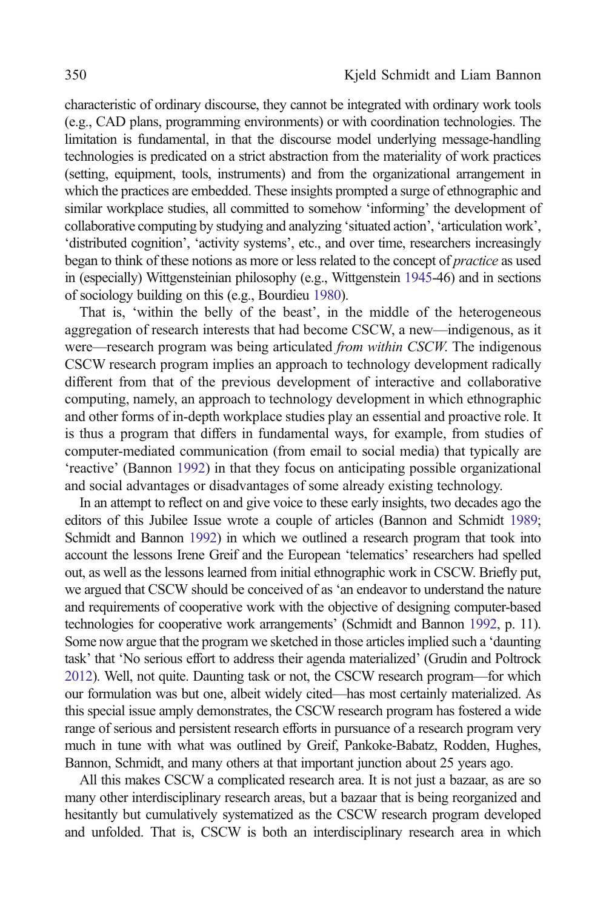characteristic of ordinary discourse, they cannot be integrated with ordinary work tools (e.g., CAD plans, programming environments) or with coordination technologies. The limitation is fundamental, in that the discourse model underlying message-handling technologies is predicated on a strict abstraction from the materiality of work practices (setting, equipment, tools, instruments) and from the organizational arrangement in which the practices are embedded. These insights prompted a surge of ethnographic and similar workplace studies, all committed to somehow 'informing' the development of collaborative computing by studying and analyzing 'situated action', 'articulation work', 'distributed cognition', 'activity systems', etc., and over time, researchers increasingly began to think of these notions as more or less related to the concept of *practice* as used in (especially) Wittgensteinian philosophy (e.g., Wittgenstein 1945-46) and in sections of sociology building on this (e.g., Bourdieu 1980).

That is, 'within the belly of the beast', in the middle of the heterogeneous aggregation of research interests that had become CSCW, a new—indigenous, as it were—research program was being articulated *from within CSCW*. The indigenous CSCW research program implies an approach to technology development radically different from that of the previous development of interactive and collaborative computing, namely, an approach to technology development in which ethnographic and other forms of in-depth workplace studies play an essential and proactive role. It is thus a program that differs in fundamental ways, for example, from studies of computer-mediated communication (from email to social media) that typically are 'reactive' (Bannon 1992) in that they focus on anticipating possible organizational and social advantages or disadvantages of some already existing technology.

In an attempt to reflect on and give voice to these early insights, two decades ago the editors of this Jubilee Issue wrote a couple of articles (Bannon and Schmidt 1989; Schmidt and Bannon 1992) in which we outlined a research program that took into account the lessons Irene Greif and the European 'telematics' researchers had spelled out, as well as the lessons learned from initial ethnographic work in CSCW. Briefly put, we argued that CSCW should be conceived of as 'an endeavor to understand the nature and requirements of cooperative work with the objective of designing computer-based technologies for cooperative work arrangements' (Schmidt and Bannon 1992, p. 11). Some now argue that the program we sketched in those articles implied such a 'daunting task' that 'No serious effort to address their agenda materialized' (Grudin and Poltrock 2012). Well, not quite. Daunting task or not, the CSCW research program—for which our formulation was but one, albeit widely cited—has most certainly materialized. As this special issue amply demonstrates, the CSCW research program has fostered a wide range of serious and persistent research efforts in pursuance of a research program very much in tune with what was outlined by Greif, Pankoke-Babatz, Rodden, Hughes, Bannon, Schmidt, and many others at that important junction about 25 years ago.

All this makes CSCW a complicated research area. It is not just a bazaar, as are so many other interdisciplinary research areas, but a bazaar that is being reorganized and hesitantly but cumulatively systematized as the CSCW research program developed and unfolded. That is, CSCW is both an interdisciplinary research area in which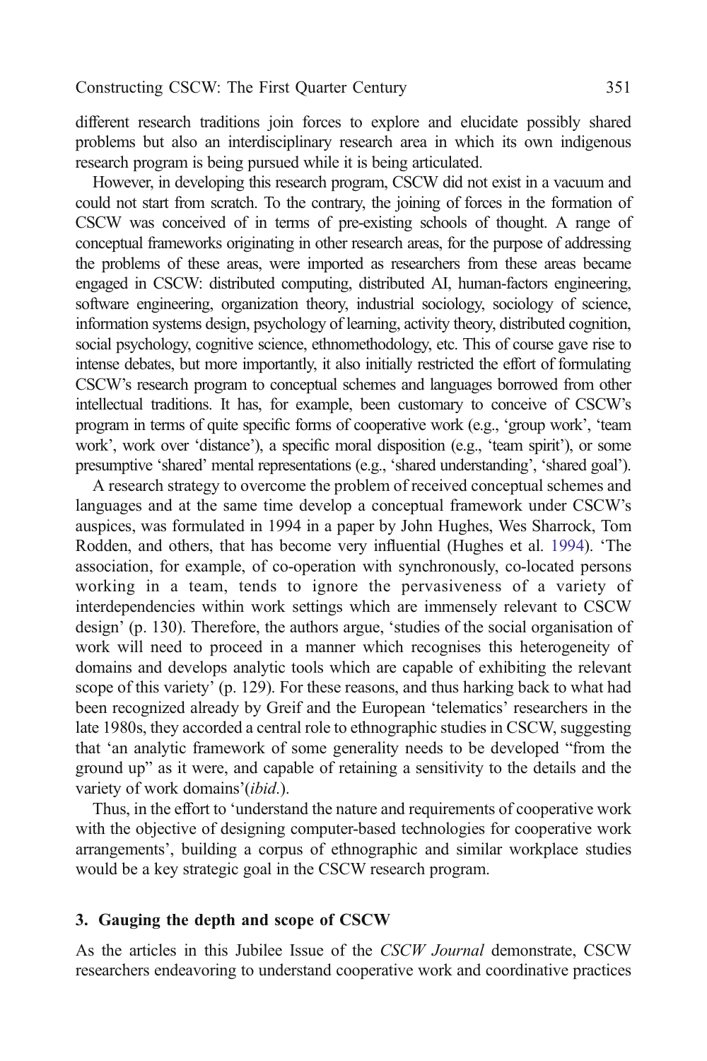different research traditions join forces to explore and elucidate possibly shared problems but also an interdisciplinary research area in which its own indigenous research program is being pursued while it is being articulated.

However, in developing this research program, CSCW did not exist in a vacuum and could not start from scratch. To the contrary, the joining of forces in the formation of CSCW was conceived of in terms of pre-existing schools of thought. A range of conceptual frameworks originating in other research areas, for the purpose of addressing the problems of these areas, were imported as researchers from these areas became engaged in CSCW: distributed computing, distributed AI, human-factors engineering, software engineering, organization theory, industrial sociology, sociology of science, information systems design, psychology of learning, activity theory, distributed cognition, social psychology, cognitive science, ethnomethodology, etc. This of course gave rise to intense debates, but more importantly, it also initially restricted the effort of formulating CSCW's research program to conceptual schemes and languages borrowed from other intellectual traditions. It has, for example, been customary to conceive of CSCW's program in terms of quite specific forms of cooperative work (e.g., 'group work', 'team work', work over 'distance'), a specific moral disposition (e.g., 'team spirit'), or some presumptive 'shared' mental representations (e.g., 'shared understanding', 'shared goal').

A research strategy to overcome the problem of received conceptual schemes and languages and at the same time develop a conceptual framework under CSCW's auspices, was formulated in 1994 in a paper by John Hughes, Wes Sharrock, Tom Rodden, and others, that has become very influential (Hughes et al. 1994). 'The association, for example, of co-operation with synchronously, co-located persons working in a team, tends to ignore the pervasiveness of a variety of interdependencies within work settings which are immensely relevant to CSCW design' (p. 130). Therefore, the authors argue, 'studies of the social organisation of work will need to proceed in a manner which recognises this heterogeneity of domains and develops analytic tools which are capable of exhibiting the relevant scope of this variety' (p. 129). For these reasons, and thus harking back to what had been recognized already by Greif and the European 'telematics' researchers in the late 1980s, they accorded a central role to ethnographic studies in CSCW, suggesting that 'an analytic framework of some generality needs to be developed "from the ground up" as it were, and capable of retaining a sensitivity to the details and the variety of work domains'(*ibid.*).

Thus, in the effort to 'understand the nature and requirements of cooperative work with the objective of designing computer-based technologies for cooperative work arrangements', building a corpus of ethnographic and similar workplace studies would be a key strategic goal in the CSCW research program.

## 3. Gauging the depth and scope of CSCW

As the articles in this Jubilee Issue of the *CSCW Journal* demonstrate, CSCW researchers endeavoring to understand cooperative work and coordinative practices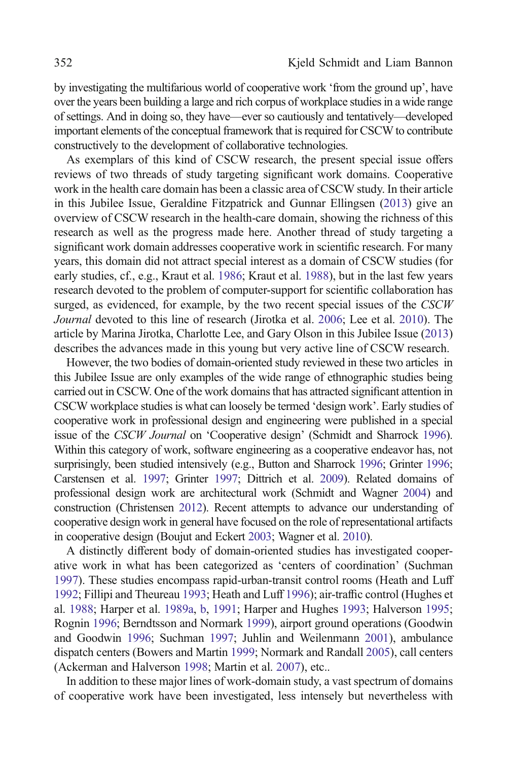by investigating the multifarious world of cooperative work 'from the ground up', have over the years been building a large and rich corpus of workplace studies in a wide range of settings. And in doing so, they have—ever so cautiously and tentatively—developed important elements of the conceptual framework that is required for CSCW to contribute constructively to the development of collaborative technologies.

As exemplars of this kind of CSCW research, the present special issue offers reviews of two threads of study targeting significant work domains. Cooperative work in the health care domain has been a classic area of CSCW study. In their article in this Jubilee Issue, Geraldine Fitzpatrick and Gunnar Ellingsen (2013) give an overview of CSCW research in the health-care domain, showing the richness of this research as well as the progress made here. Another thread of study targeting a significant work domain addresses cooperative work in scientific research. For many years, this domain did not attract special interest as a domain of CSCW studies (for early studies, cf., e.g., Kraut et al. 1986; Kraut et al. 1988), but in the last few years research devoted to the problem of computer-support for scientific collaboration has surged, as evidenced, for example, by the two recent special issues of the *CSCW Journal* devoted to this line of research (Jirotka et al. 2006; Lee et al. 2010). The article by Marina Jirotka, Charlotte Lee, and Gary Olson in this Jubilee Issue (2013) describes the advances made in this young but very active line of CSCW research.

However, the two bodies of domain-oriented study reviewed in these two articles in this Jubilee Issue are only examples of the wide range of ethnographic studies being carried out in CSCW. One of the work domains that has attracted significant attention in CSCW workplace studies is what can loosely be termed 'design work'. Early studies of cooperative work in professional design and engineering were published in a special issue of the *CSCW Journal* on 'Cooperative design' (Schmidt and Sharrock 1996). Within this category of work, software engineering as a cooperative endeavor has, not surprisingly, been studied intensively (e.g., Button and Sharrock 1996; Grinter 1996; Carstensen et al. 1997; Grinter 1997; Dittrich et al. 2009). Related domains of professional design work are architectural work (Schmidt and Wagner 2004) and construction (Christensen 2012). Recent attempts to advance our understanding of cooperative design work in general have focused on the role of representational artifacts in cooperative design (Boujut and Eckert 2003; Wagner et al. 2010).

A distinctly different body of domain-oriented studies has investigated cooperative work in what has been categorized as 'centers of coordination' (Suchman 1997). These studies encompass rapid-urban-transit control rooms (Heath and Luff 1992; Fillipi and Theureau 1993; Heath and Luff 1996); air-traffic control (Hughes et al. 1988; Harper et al. 1989a, b, 1991; Harper and Hughes 1993; Halverson 1995; Rognin 1996; Berndtsson and Normark 1999), airport ground operations (Goodwin and Goodwin 1996; Suchman 1997; Juhlin and Weilenmann 2001), ambulance dispatch centers (Bowers and Martin 1999; Normark and Randall 2005), call centers (Ackerman and Halverson 1998; Martin et al. 2007), etc..

In addition to these major lines of work-domain study, a vast spectrum of domains of cooperative work have been investigated, less intensely but nevertheless with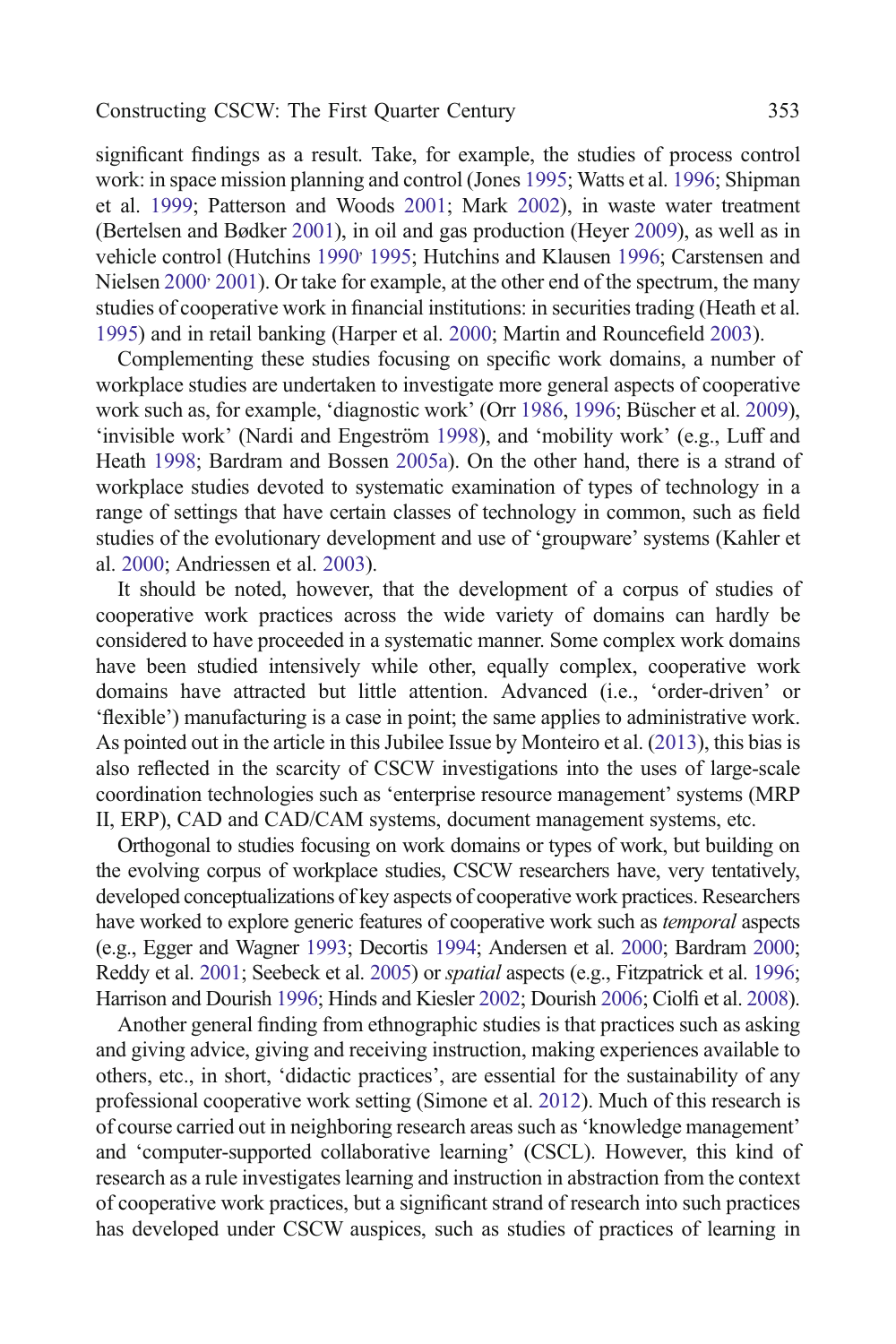significant findings as a result. Take, for example, the studies of process control work: in space mission planning and control (Jones 1995; Watts et al. 1996; Shipman et al. 1999; Patterson and Woods 2001; Mark 2002), in waste water treatment (Bertelsen and Bødker 2001), in oil and gas production (Heyer 2009), as well as in vehicle control (Hutchins 1990, 1995; Hutchins and Klausen 1996; Carstensen and Nielsen 2000, 2001). Or take for example, at the other end of the spectrum, the many studies of cooperative work in financial institutions: in securities trading (Heath et al. 1995) and in retail banking (Harper et al. 2000; Martin and Rouncefield 2003).

Complementing these studies focusing on specific work domains, a number of workplace studies are undertaken to investigate more general aspects of cooperative work such as, for example, 'diagnostic work' (Orr 1986, 1996; Büscher et al. 2009), 'invisible work' (Nardi and Engeström 1998), and 'mobility work' (e.g., Luff and Heath 1998; Bardram and Bossen 2005a). On the other hand, there is a strand of workplace studies devoted to systematic examination of types of technology in a range of settings that have certain classes of technology in common, such as field studies of the evolutionary development and use of 'groupware' systems (Kahler et al. 2000; Andriessen et al. 2003).

It should be noted, however, that the development of a corpus of studies of cooperative work practices across the wide variety of domains can hardly be considered to have proceeded in a systematic manner. Some complex work domains have been studied intensively while other, equally complex, cooperative work domains have attracted but little attention. Advanced (i.e., 'order-driven' or 'flexible') manufacturing is a case in point; the same applies to administrative work. As pointed out in the article in this Jubilee Issue by Monteiro et al. (2013), this bias is also reflected in the scarcity of CSCW investigations into the uses of large-scale coordination technologies such as 'enterprise resource management' systems (MRP II, ERP), CAD and CAD/CAM systems, document management systems, etc.

Orthogonal to studies focusing on work domains or types of work, but building on the evolving corpus of workplace studies, CSCW researchers have, very tentatively, developed conceptualizations of key aspects of cooperative work practices. Researchers have worked to explore generic features of cooperative work such as *temporal* aspects (e.g., Egger and Wagner 1993; Decortis 1994; Andersen et al. 2000; Bardram 2000; Reddy et al. 2001; Seebeck et al. 2005) or *spatial* aspects (e.g., Fitzpatrick et al. 1996; Harrison and Dourish 1996; Hinds and Kiesler 2002; Dourish 2006; Ciolfi et al. 2008).

Another general finding from ethnographic studies is that practices such as asking and giving advice, giving and receiving instruction, making experiences available to others, etc., in short, 'didactic practices', are essential for the sustainability of any professional cooperative work setting (Simone et al. 2012). Much of this research is of course carried out in neighboring research areas such as 'knowledge management' and 'computer-supported collaborative learning' (CSCL). However, this kind of research as a rule investigates learning and instruction in abstraction from the context of cooperative work practices, but a significant strand of research into such practices has developed under CSCW auspices, such as studies of practices of learning in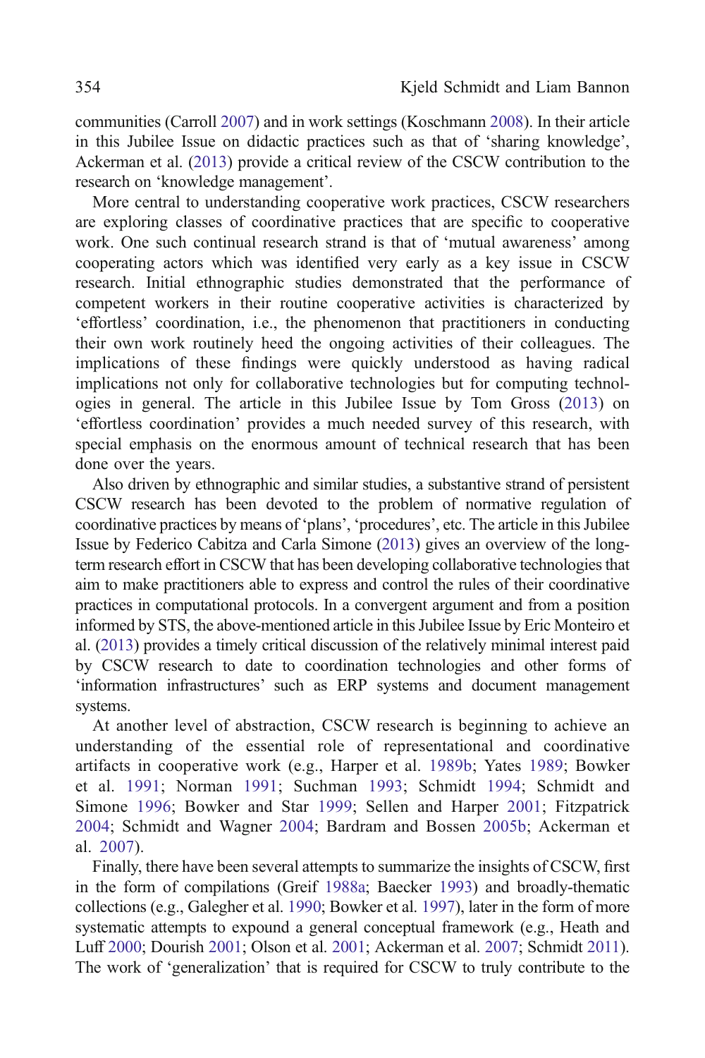communities (Carroll 2007) and in work settings (Koschmann 2008). In their article in this Jubilee Issue on didactic practices such as that of 'sharing knowledge', Ackerman et al. (2013) provide a critical review of the CSCW contribution to the research on 'knowledge management'.

More central to understanding cooperative work practices, CSCW researchers are exploring classes of coordinative practices that are specific to cooperative work. One such continual research strand is that of 'mutual awareness' among cooperating actors which was identified very early as a key issue in CSCW research. Initial ethnographic studies demonstrated that the performance of competent workers in their routine cooperative activities is characterized by 'effortless' coordination, i.e., the phenomenon that practitioners in conducting their own work routinely heed the ongoing activities of their colleagues. The implications of these findings were quickly understood as having radical implications not only for collaborative technologies but for computing technologies in general. The article in this Jubilee Issue by Tom Gross (2013) on 'effortless coordination' provides a much needed survey of this research, with special emphasis on the enormous amount of technical research that has been done over the years.

Also driven by ethnographic and similar studies, a substantive strand of persistent CSCW research has been devoted to the problem of normative regulation of coordinative practices by means of 'plans', 'procedures', etc. The article in this Jubilee Issue by Federico Cabitza and Carla Simone (2013) gives an overview of the long-term research effort in CSCW that has been developing collaborative technologies that aim to make practitioners able to express and control the rules of their coordinative practices in computational protocols. In a convergent argument and from a position informed by STS, the above-mentioned article in this Jubilee Issue by Eric Monteiro et al. (2013) provides a timely critical discussion of the relatively minimal interest paid by CSCW research to date to coordination technologies and other forms of 'information infrastructures' such as ERP systems and document management systems.

At another level of abstraction, CSCW research is beginning to achieve an understanding of the essential role of representational and coordinative artifacts in cooperative work (e.g., Harper et al. 1989b; Yates 1989; Bowker et al. 1991; Norman 1991; Suchman 1993; Schmidt 1994; Schmidt and Simone 1996; Bowker and Star 1999; Sellen and Harper 2001; Fitzpatrick 2004; Schmidt and Wagner 2004; Bardram and Bossen 2005b; Ackerman et al. 2007).

Finally, there have been several attempts to summarize the insights of CSCW, first in the form of compilations (Greif 1988a; Baecker 1993) and broadly-thematic collections (e.g., Galegher et al. 1990; Bowker et al. 1997), later in the form of more systematic attempts to expound a general conceptual framework (e.g., Heath and Luff 2000; Dourish 2001; Olson et al. 2001; Ackerman et al. 2007; Schmidt 2011). The work of 'generalization' that is required for CSCW to truly contribute to the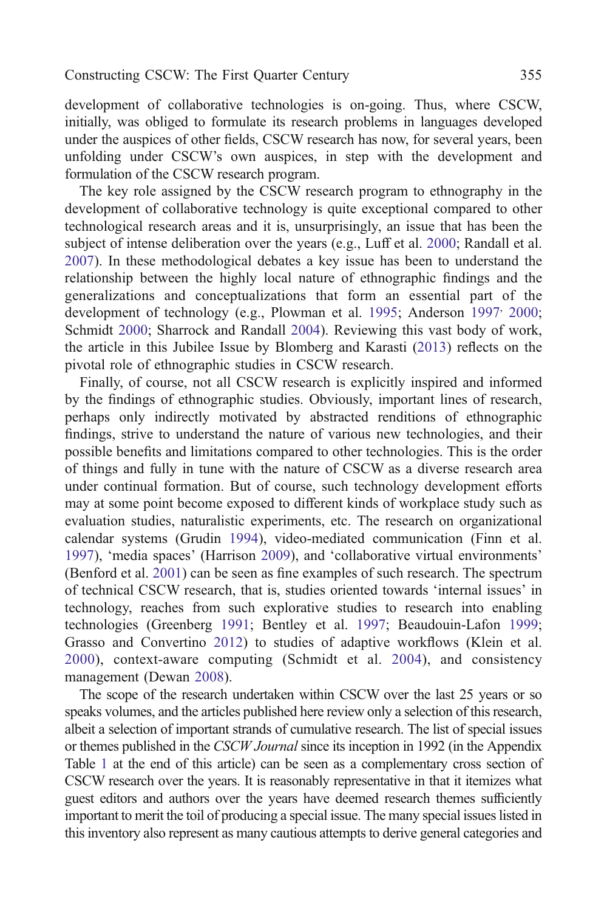development of collaborative technologies is on-going. Thus, where CSCW, initially, was obliged to formulate its research problems in languages developed under the auspices of other fields, CSCW research has now, for several years, been unfolding under CSCW's own auspices, in step with the development and formulation of the CSCW research program.

The key role assigned by the CSCW research program to ethnography in the development of collaborative technology is quite exceptional compared to other technological research areas and it is, unsurprisingly, an issue that has been the subject of intense deliberation over the years (e.g., Luff et al. 2000; Randall et al. 2007). In these methodological debates a key issue has been to understand the relationship between the highly local nature of ethnographic findings and the generalizations and conceptualizations that form an essential part of the development of technology (e.g., Plowman et al. 1995; Anderson 1997, 2000; Schmidt 2000; Sharrock and Randall 2004). Reviewing this vast body of work, the article in this Jubilee Issue by Blomberg and Karasti (2013) reflects on the pivotal role of ethnographic studies in CSCW research.

Finally, of course, not all CSCW research is explicitly inspired and informed by the findings of ethnographic studies. Obviously, important lines of research, perhaps only indirectly motivated by abstracted renditions of ethnographic findings, strive to understand the nature of various new technologies, and their possible benefits and limitations compared to other technologies. This is the order of things and fully in tune with the nature of CSCW as a diverse research area under continual formation. But of course, such technology development efforts may at some point become exposed to different kinds of workplace study such as evaluation studies, naturalistic experiments, etc. The research on organizational calendar systems (Grudin 1994), video-mediated communication (Finn et al. 1997), 'media spaces' (Harrison 2009), and 'collaborative virtual environments' (Benford et al. 2001) can be seen as fine examples of such research. The spectrum of technical CSCW research, that is, studies oriented towards 'internal issues' in technology, reaches from such explorative studies to research into enabling technologies (Greenberg 1991; Bentley et al. 1997; Beaudouin-Lafon 1999; Grasso and Convertino 2012) to studies of adaptive workflows (Klein et al. 2000), context-aware computing (Schmidt et al. 2004), and consistency management (Dewan 2008).

The scope of the research undertaken within CSCW over the last 25 years or so speaks volumes, and the articles published here review only a selection of this research, albeit a selection of important strands of cumulative research. The list of special issues or themes published in the *CSCW Journal* since its inception in 1992 (in the Appendix Table 1 at the end of this article) can be seen as a complementary cross section of CSCW research over the years. It is reasonably representative in that it itemizes what guest editors and authors over the years have deemed research themes sufficiently important to merit the toil of producing a special issue. The many special issues listed in this inventory also represent as many cautious attempts to derive general categories and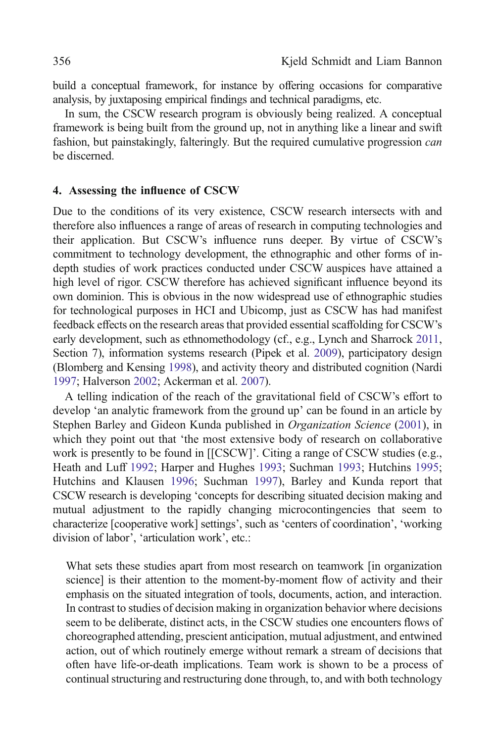build a conceptual framework, for instance by offering occasions for comparative analysis, by juxtaposing empirical findings and technical paradigms, etc.

In sum, the CSCW research program is obviously being realized. A conceptual framework is being built from the ground up, not in anything like a linear and swift fashion, but painstakingly, falteringly. But the required cumulative progression *can* be discerned.

#### 4. Assessing the influence of CSCW

Due to the conditions of its very existence, CSCW research intersects with and therefore also influences a range of areas of research in computing technologies and their application. But CSCW's influence runs deeper. By virtue of CSCW's commitment to technology development, the ethnographic and other forms of in-depth studies of work practices conducted under CSCW auspices have attained a high level of rigor. CSCW therefore has achieved significant influence beyond its own dominion. This is obvious in the now widespread use of ethnographic studies for technological purposes in HCI and Ubicomp, just as CSCW has had manifest feedback effects on the research areas that provided essential scaffolding for CSCW's early development, such as ethnomethodology (cf., e.g., Lynch and Sharrock 2011, Section 7), information systems research (Pipek et al. 2009), participatory design (Blomberg and Kensing 1998), and activity theory and distributed cognition (Nardi 1997; Halverson 2002; Ackerman et al. 2007).

A telling indication of the reach of the gravitational field of CSCW's effort to develop 'an analytic framework from the ground up' can be found in an article by Stephen Barley and Gideon Kunda published in *Organization Science* (2001), in which they point out that 'the most extensive body of research on collaborative work is presently to be found in [[CSCW]'. Citing a range of CSCW studies (e.g., Heath and Luff 1992; Harper and Hughes 1993; Suchman 1993; Hutchins 1995; Hutchins and Klausen 1996; Suchman 1997), Barley and Kunda report that CSCW research is developing 'concepts for describing situated decision making and mutual adjustment to the rapidly changing microcontingencies that seem to characterize [cooperative work] settings', such as 'centers of coordination', 'working division of labor', 'articulation work', etc.:

> What sets these studies apart from most research on teamwork [in organization science] is their attention to the moment-by-moment flow of activity and their emphasis on the situated integration of tools, documents, action, and interaction. In contrast to studies of decision making in organization behavior where decisions seem to be deliberate, distinct acts, in the CSCW studies one encounters flows of choreographed attending, prescient anticipation, mutual adjustment, and entwined action, out of which routinely emerge without remark a stream of decisions that often have life-or-death implications. Team work is shown to be a process of continual structuring and restructuring done through, to, and with both technology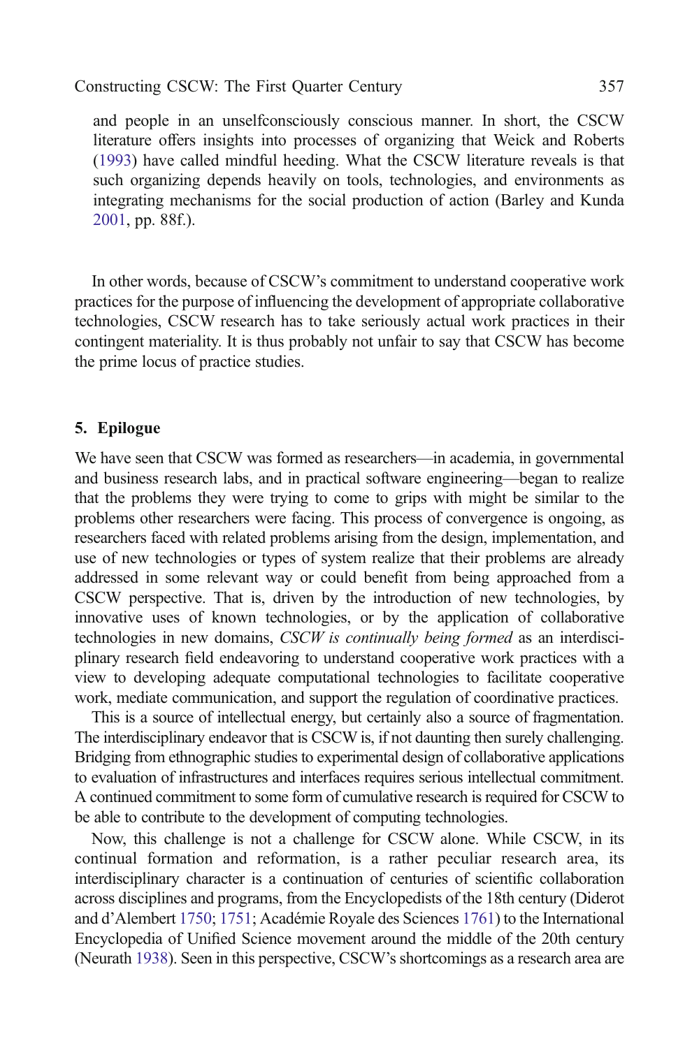and people in an unselfconsciously conscious manner. In short, the CSCW literature offers insights into processes of organizing that Weick and Roberts (1993) have called mindful heeding. What the CSCW literature reveals is that such organizing depends heavily on tools, technologies, and environments as integrating mechanisms for the social production of action (Barley and Kunda 2001, pp. 88f.).

In other words, because of CSCW's commitment to understand cooperative work practices for the purpose of influencing the development of appropriate collaborative technologies, CSCW research has to take seriously actual work practices in their contingent materiality. It is thus probably not unfair to say that CSCW has become the prime locus of practice studies.

## 5. Epilogue

We have seen that CSCW was formed as researchers—in academia, in governmental and business research labs, and in practical software engineering—began to realize that the problems they were trying to come to grips with might be similar to the problems other researchers were facing. This process of convergence is ongoing, as researchers faced with related problems arising from the design, implementation, and use of new technologies or types of system realize that their problems are already addressed in some relevant way or could benefit from being approached from a CSCW perspective. That is, driven by the introduction of new technologies, by innovative uses of known technologies, or by the application of collaborative technologies in new domains, *CSCW is continually being formed* as an interdisciplinary research field endeavoring to understand cooperative work practices with a view to developing adequate computational technologies to facilitate cooperative work, mediate communication, and support the regulation of coordinative practices.

This is a source of intellectual energy, but certainly also a source of fragmentation. The interdisciplinary endeavor that is CSCW is, if not daunting then surely challenging. Bridging from ethnographic studies to experimental design of collaborative applications to evaluation of infrastructures and interfaces requires serious intellectual commitment. A continued commitment to some form of cumulative research is required for CSCW to be able to contribute to the development of computing technologies.

Now, this challenge is not a challenge for CSCW alone. While CSCW, in its continual formation and reformation, is a rather peculiar research area, its interdisciplinary character is a continuation of centuries of scientific collaboration across disciplines and programs, from the Encyclopedists of the 18th century (Diderot and d'Alembert 1750; 1751; Académie Royale des Sciences 1761) to the International Encyclopedia of Unified Science movement around the middle of the 20th century (Neurath 1938). Seen in this perspective, CSCW's shortcomings as a research area are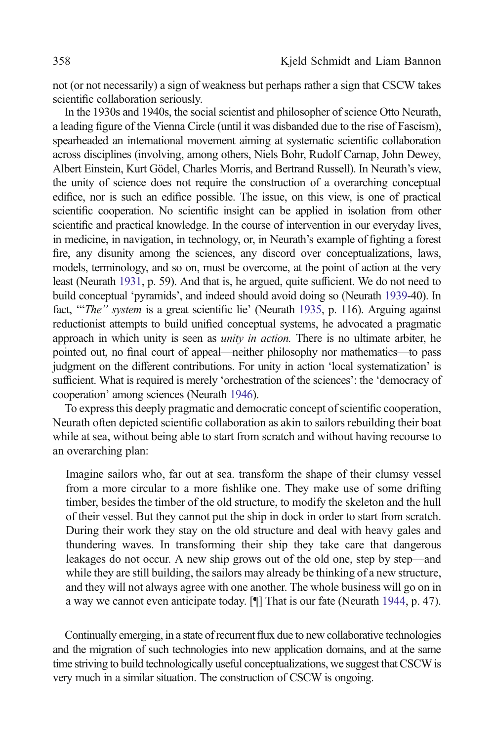not (or not necessarily) a sign of weakness but perhaps rather a sign that CSCW takes scientific collaboration seriously.

In the 1930s and 1940s, the social scientist and philosopher of science Otto Neurath, a leading figure of the Vienna Circle (until it was disbanded due to the rise of Fascism), spearheaded an international movement aiming at systematic scientific collaboration across disciplines (involving, among others, Niels Bohr, Rudolf Carnap, John Dewey, Albert Einstein, Kurt Gödel, Charles Morris, and Bertrand Russell). In Neurath's view, the unity of science does not require the construction of a overarching conceptual edifice, nor is such an edifice possible. The issue, on this view, is one of practical scientific cooperation. No scientific insight can be applied in isolation from other scientific and practical knowledge. In the course of intervention in our everyday lives, in medicine, in navigation, in technology, or, in Neurath's example of fighting a forest fire, any disunity among the sciences, any discord over conceptualizations, laws, models, terminology, and so on, must be overcome, at the point of action at the very least (Neurath 1931, p. 59). And that is, he argued, quite sufficient. We do not need to build conceptual 'pyramids', and indeed should avoid doing so (Neurath 1939-40). In fact, '"*The" system* is a great scientific lie' (Neurath 1935, p. 116). Arguing against reductionist attempts to build unified conceptual systems, he advocated a pragmatic approach in which unity is seen as *unity in action.* There is no ultimate arbiter, he pointed out, no final court of appeal—neither philosophy nor mathematics—to pass judgment on the different contributions. For unity in action 'local systematization' is sufficient. What is required is merely 'orchestration of the sciences': the 'democracy of cooperation' among sciences (Neurath 1946).

To express this deeply pragmatic and democratic concept of scientific cooperation, Neurath often depicted scientific collaboration as akin to sailors rebuilding their boat while at sea, without being able to start from scratch and without having recourse to an overarching plan:

> Imagine sailors who, far out at sea. transform the shape of their clumsy vessel from a more circular to a more fishlike one. They make use of some drifting timber, besides the timber of the old structure, to modify the skeleton and the hull of their vessel. But they cannot put the ship in dock in order to start from scratch. During their work they stay on the old structure and deal with heavy gales and thundering waves. In transforming their ship they take care that dangerous leakages do not occur. A new ship grows out of the old one, step by step—and while they are still building, the sailors may already be thinking of a new structure, and they will not always agree with one another. The whole business will go on in a way we cannot even anticipate today. [¶] That is our fate (Neurath 1944, p. 47).

Continually emerging, in a state of recurrent flux due to new collaborative technologies and the migration of such technologies into new application domains, and at the same time striving to build technologically useful conceptualizations, we suggest that CSCW is very much in a similar situation. The construction of CSCW is ongoing.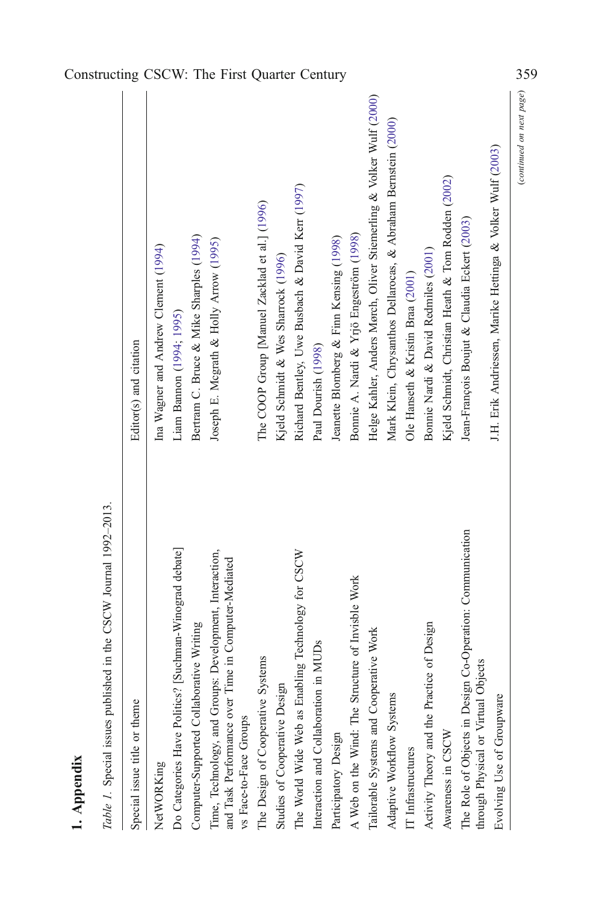## 1. Appendix

*Table 1.* Special issues published in the CSCW Journal 1992–2013.

| Special issue title or theme | Editor(s) and citation |
|---|---|
| NetWORKing | Ina Wagner and Andrew Clement (1994) |
| Do Categories Have Politics? [Suchman-Winograd debate] | Liam Bannon (1994; 1995) |
| Computer-Supported Collaborative Writing | Bertram C. Bruce & Mike Sharples (1994) |
| Time, Technology, and Groups: Development, Interaction, and Task Performance over Time in Computer-Mediated vs Face-to-Face Groups | Joseph E. Mcgrath & Holly Arrow (1995) |
| The Design of Cooperative Systems | The COOP Group [Manuel Zacklad et al.] (1996) |
| Studies of Cooperative Design | Kjeld Schmidt & Wes Sharrock (1996) |
| The World Wide Web as Enabling Technology for CSCW | Richard Bentley, Uwe Busbach & David Kerr (1997) |
| Interaction and Collaboration in MUDs | Paul Dourish (1998) |
| Participatory Design | Jeanette Blomberg & Finn Kensing (1998) |
| A Web on the Wind: The Structure of Invisible Work | Bonnie A. Nardi & Yrjö Engeström (1998) |
| Tailorable Systems and Cooperative Work | Helge Kahler, Anders Mørch, Oliver Stiemerling & Volker Wulf (2000) |
| Adaptive Workflow Systems | Mark Klein, Chrysanthos Dellarocas, & Abraham Bernstein (2000) |
| IT Infrastructures | Ole Hanseth & Kristin Braa (2001) |
| Activity Theory and the Practice of Design | Bonnie Nardi & David Redmiles (2001) |
| Awareness in CSCW | Kjeld Schmidt, Christian Heath & Tom Rodden (2002) |
| The Role of Objects in Design Co-Operation: Communication through Physical or Virtual Objects | Jean-François Boujut & Claudia Eckert (2003) |
| Evolving Use of Groupware | J.H. Erik Andriessen, Marike Hettinga & Volker Wulf (2003) |

*(continued on next page)*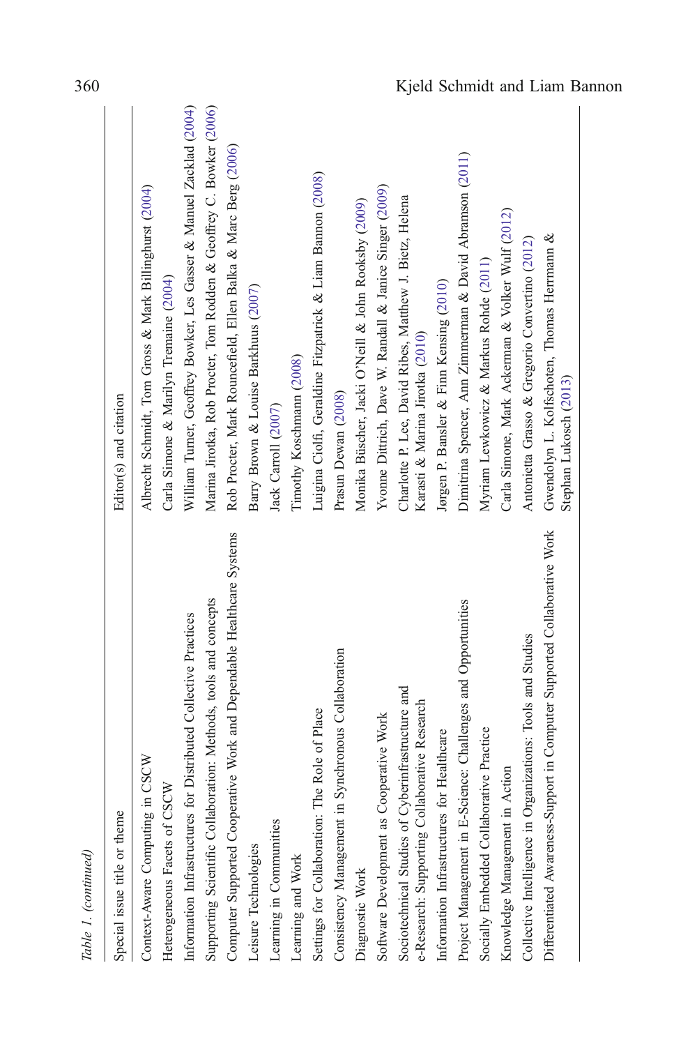*Table 1. (continued)*

| Special issue title or theme | Editor(s) and citation |
| --- | --- |
| Context-Aware Computing in CSCW | Albrecht Schmidt, Tom Gross & Mark Billinghurst (2004) |
| Heterogeneous Facets of CSCW | Carla Simone & Marilyn Tremaine (2004) |
| Information Infrastructures for Distributed Collective Practices | William Turner, Geoffrey Bowker, Les Gasser & Manuel Zacklad (2004) |
| Supporting Scientific Collaboration: Methods, tools and concepts | Marina Jirotka, Rob Procter, Tom Rodden & Geoffrey C. Bowker (2006) |
| Computer Supported Cooperative Work and Dependable Healthcare Systems | Rob Procter, Mark Rouncefield, Ellen Balka & Marc Berg (2006) |
| Leisure Technologies | Barry Brown & Louise Barkhuus (2007) |
| Learning in Communities | Jack Carroll (2007) |
| Learning and Work | Timothy Koschmann (2008) |
| Settings for Collaboration: The Role of Place | Luigina Ciolfi, Geraldine Fitzpatrick & Liam Bannon (2008) |
| Consistency Management in Synchronous Collaboration | Prasun Dewan (2008) |
| Diagnostic Work | Monika Büscher, Jacki O'Neill & John Rooksby (2009) |
| Software Development as Cooperative Work | Yvonne Dittrich, Dave W. Randall & Janice Singer (2009) |
| Sociotechnical Studies of Cyberinfrastructure and e-Research: Supporting Collaborative Research | Charlotte P. Lee, David Ribes, Matthew J. Bietz, Helena Karasti & Marina Jirotka (2010) |
| Information Infrastructures for Healthcare | Jørgen P. Bansler & Finn Kensing (2010) |
| Project Management in E-Science: Challenges and Opportunities | Dimitrina Spencer, Ann Zimmerman & David Abramson (2011) |
| Socially Embedded Collaborative Practice | Myriam Lewkowicz & Markus Rohde (2011) |
| Knowledge Management in Action | Carla Simone, Mark Ackerman & Volker Wulf (2012) |
| Collective Intelligence in Organizations: Tools and Studies | Antonietta Grasso & Gregorio Convertino (2012) |
| Differentiated Awareness-Support in Computer Supported Collaborative Work | Gwendolyn L. Kolfschoten, Thomas Herrmann & Stephan Lukosch (2013) |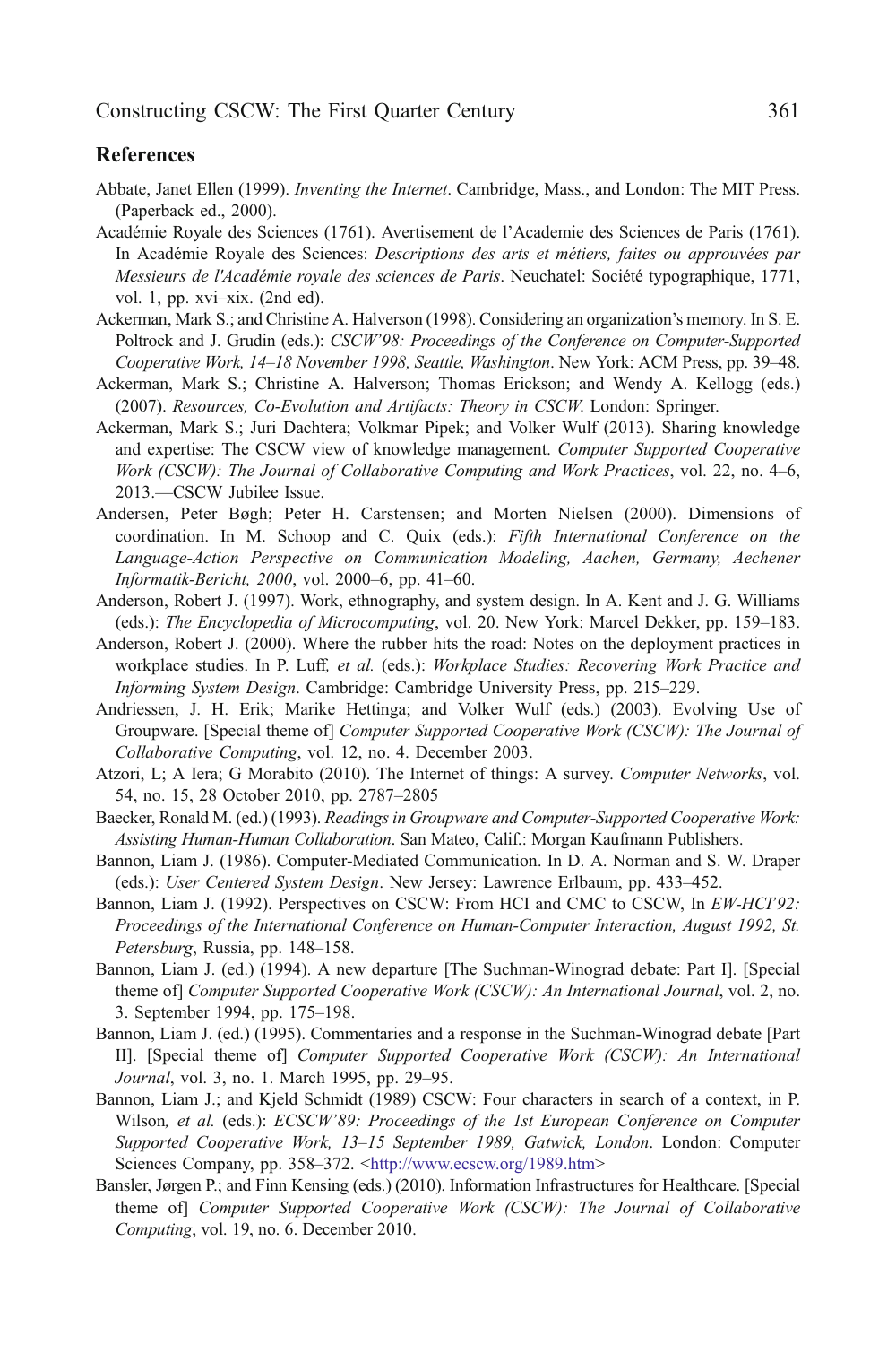## References

Abbate, Janet Ellen (1999). *Inventing the Internet*. Cambridge, Mass., and London: The MIT Press. (Paperback ed., 2000).

Académie Royale des Sciences (1761). Avertisement de l'Academie des Sciences de Paris (1761). In Académie Royale des Sciences: *Descriptions des arts et métiers, faites ou approuvées par Messieurs de l'Académie royale des sciences de Paris*. Neuchatel: Société typographique, 1771, vol. 1, pp. xvi–xix. (2nd ed).

Ackerman, Mark S.; and Christine A. Halverson (1998). Considering an organization's memory. In S. E. Poltrock and J. Grudin (eds.): *CSCW'98: Proceedings of the Conference on Computer-Supported Cooperative Work, 14–18 November 1998, Seattle, Washington*. New York: ACM Press, pp. 39–48.

Ackerman, Mark S.; Christine A. Halverson; Thomas Erickson; and Wendy A. Kellogg (eds.) (2007). *Resources, Co-Evolution and Artifacts: Theory in CSCW*. London: Springer.

Ackerman, Mark S.; Juri Dachtera; Volkmar Pipek; and Volker Wulf (2013). Sharing knowledge and expertise: The CSCW view of knowledge management. *Computer Supported Cooperative Work (CSCW): The Journal of Collaborative Computing and Work Practices*, vol. 22, no. 4–6, 2013.—CSCW Jubilee Issue.

Andersen, Peter Bøgh; Peter H. Carstensen; and Morten Nielsen (2000). Dimensions of coordination. In M. Schoop and C. Quix (eds.): *Fifth International Conference on the Language-Action Perspective on Communication Modeling, Aachen, Germany, Aechener Informatik-Bericht, 2000*, vol. 2000–6, pp. 41–60.

Anderson, Robert J. (1997). Work, ethnography, and system design. In A. Kent and J. G. Williams (eds.): *The Encyclopedia of Microcomputing*, vol. 20. New York: Marcel Dekker, pp. 159–183.

Anderson, Robert J. (2000). Where the rubber hits the road: Notes on the deployment practices in workplace studies. In P. Luff, *et al.* (eds.): *Workplace Studies: Recovering Work Practice and Informing System Design*. Cambridge: Cambridge University Press, pp. 215–229.

Andriessen, J. H. Erik; Marike Hettinga; and Volker Wulf (eds.) (2003). Evolving Use of Groupware. [Special theme of] *Computer Supported Cooperative Work (CSCW): The Journal of Collaborative Computing*, vol. 12, no. 4. December 2003.

Atzori, L; A Iera; G Morabito (2010). The Internet of things: A survey. *Computer Networks*, vol. 54, no. 15, 28 October 2010, pp. 2787–2805

Baecker, Ronald M. (ed.) (1993). *Readings in Groupware and Computer-Supported Cooperative Work: Assisting Human-Human Collaboration*. San Mateo, Calif.: Morgan Kaufmann Publishers.

Bannon, Liam J. (1986). Computer-Mediated Communication. In D. A. Norman and S. W. Draper (eds.): *User Centered System Design*. New Jersey: Lawrence Erlbaum, pp. 433–452.

Bannon, Liam J. (1992). Perspectives on CSCW: From HCI and CMC to CSCW, In *EW-HCI'92: Proceedings of the International Conference on Human-Computer Interaction, August 1992, St. Petersburg*, Russia, pp. 148–158.

Bannon, Liam J. (ed.) (1994). A new departure [The Suchman-Winograd debate: Part I]. [Special theme of] *Computer Supported Cooperative Work (CSCW): An International Journal*, vol. 2, no. 3. September 1994, pp. 175–198.

Bannon, Liam J. (ed.) (1995). Commentaries and a response in the Suchman-Winograd debate [Part II]. [Special theme of] *Computer Supported Cooperative Work (CSCW): An International Journal*, vol. 3, no. 1. March 1995, pp. 29–95.

Bannon, Liam J.; and Kjeld Schmidt (1989) CSCW: Four characters in search of a context, in P. Wilson, *et al.* (eds.): *ECSCW'89: Proceedings of the 1st European Conference on Computer Supported Cooperative Work, 13–15 September 1989, Gatwick, London*. London: Computer Sciences Company, pp. 358–372. <http://www.ecscw.org/1989.htm>

Bansler, Jørgen P.; and Finn Kensing (eds.) (2010). Information Infrastructures for Healthcare. [Special theme of] *Computer Supported Cooperative Work (CSCW): The Journal of Collaborative Computing*, vol. 19, no. 6. December 2010.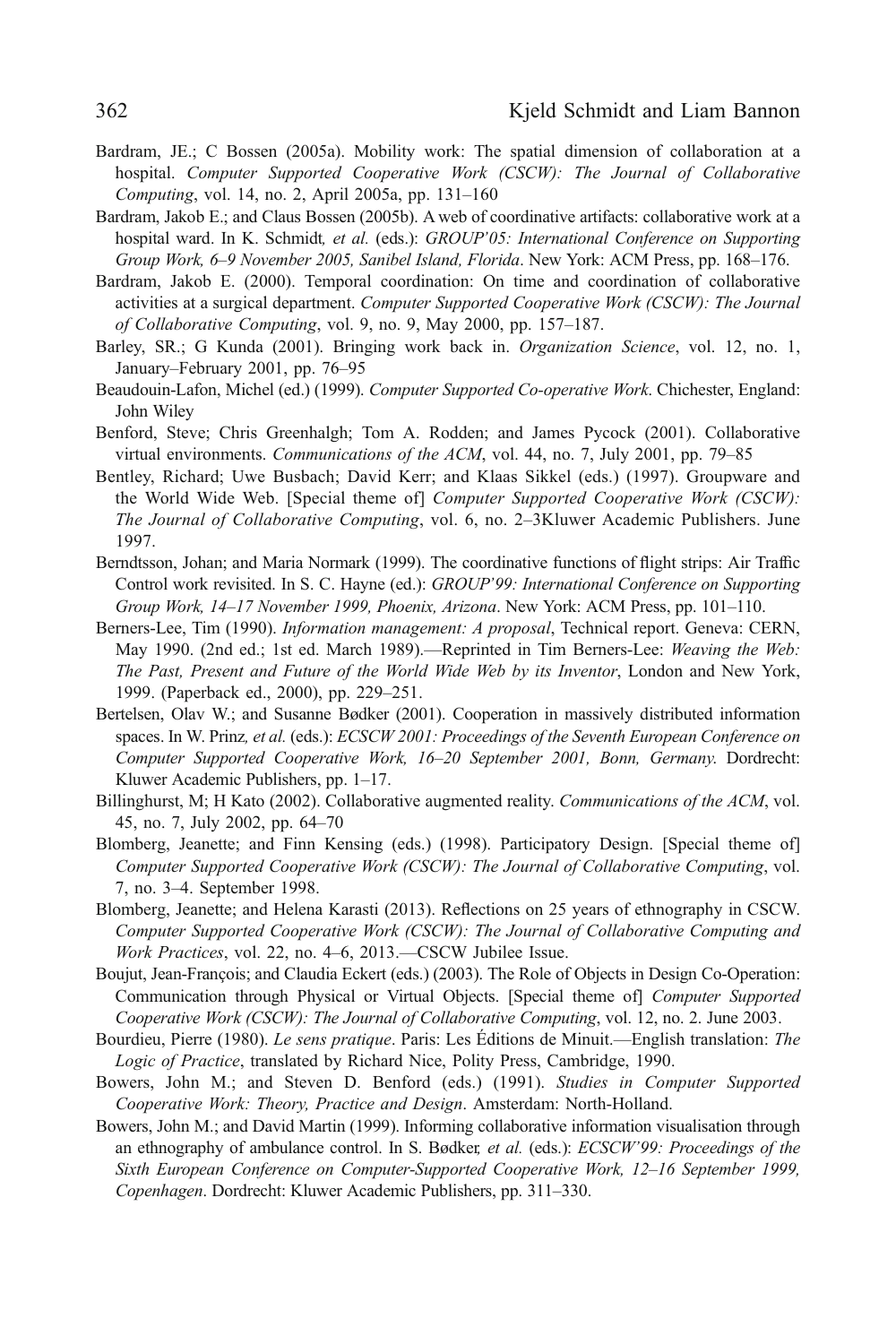Bardram, JE.; C Bossen (2005a). Mobility work: The spatial dimension of collaboration at a hospital. *Computer Supported Cooperative Work (CSCW): The Journal of Collaborative Computing*, vol. 14, no. 2, April 2005a, pp. 131–160

Bardram, Jakob E.; and Claus Bossen (2005b). A web of coordinative artifacts: collaborative work at a hospital ward. In K. Schmidt*, et al.* (eds.): *GROUP'05: International Conference on Supporting Group Work, 6–9 November 2005, Sanibel Island, Florida*. New York: ACM Press, pp. 168–176.

Bardram, Jakob E. (2000). Temporal coordination: On time and coordination of collaborative activities at a surgical department. *Computer Supported Cooperative Work (CSCW): The Journal of Collaborative Computing*, vol. 9, no. 9, May 2000, pp. 157–187.

Barley, SR.; G Kunda (2001). Bringing work back in. *Organization Science*, vol. 12, no. 1, January–February 2001, pp. 76–95

Beaudouin-Lafon, Michel (ed.) (1999). *Computer Supported Co-operative Work*. Chichester, England: John Wiley

Benford, Steve; Chris Greenhalgh; Tom A. Rodden; and James Pycock (2001). Collaborative virtual environments. *Communications of the ACM*, vol. 44, no. 7, July 2001, pp. 79–85

Bentley, Richard; Uwe Busbach; David Kerr; and Klaas Sikkel (eds.) (1997). Groupware and the World Wide Web. [Special theme of] *Computer Supported Cooperative Work (CSCW): The Journal of Collaborative Computing*, vol. 6, no. 2–3Kluwer Academic Publishers. June 1997.

Berndtsson, Johan; and Maria Normark (1999). The coordinative functions of flight strips: Air Traffic Control work revisited. In S. C. Hayne (ed.): *GROUP'99: International Conference on Supporting Group Work, 14–17 November 1999, Phoenix, Arizona*. New York: ACM Press, pp. 101–110.

Berners-Lee, Tim (1990). *Information management: A proposal*, Technical report. Geneva: CERN, May 1990. (2nd ed.; 1st ed. March 1989).—Reprinted in Tim Berners-Lee: *Weaving the Web: The Past, Present and Future of the World Wide Web by its Inventor*, London and New York, 1999. (Paperback ed., 2000), pp. 229–251.

Bertelsen, Olav W.; and Susanne Bødker (2001). Cooperation in massively distributed information spaces. In W. Prinz*, et al.* (eds.): *ECSCW 2001: Proceedings of the Seventh European Conference on Computer Supported Cooperative Work, 16–20 September 2001, Bonn, Germany*. Dordrecht: Kluwer Academic Publishers, pp. 1–17.

Billinghurst, M; H Kato (2002). Collaborative augmented reality. *Communications of the ACM*, vol. 45, no. 7, July 2002, pp. 64–70

Blomberg, Jeanette; and Finn Kensing (eds.) (1998). Participatory Design. [Special theme of] *Computer Supported Cooperative Work (CSCW): The Journal of Collaborative Computing*, vol. 7, no. 3–4. September 1998.

Blomberg, Jeanette; and Helena Karasti (2013). Reflections on 25 years of ethnography in CSCW. *Computer Supported Cooperative Work (CSCW): The Journal of Collaborative Computing and Work Practices*, vol. 22, no. 4–6, 2013.—CSCW Jubilee Issue.

Boujut, Jean-François; and Claudia Eckert (eds.) (2003). The Role of Objects in Design Co-Operation: Communication through Physical or Virtual Objects. [Special theme of] *Computer Supported Cooperative Work (CSCW): The Journal of Collaborative Computing*, vol. 12, no. 2. June 2003.

Bourdieu, Pierre (1980). *Le sens pratique*. Paris: Les Éditions de Minuit.—English translation: *The Logic of Practice*, translated by Richard Nice, Polity Press, Cambridge, 1990.

Bowers, John M.; and Steven D. Benford (eds.) (1991). *Studies in Computer Supported Cooperative Work: Theory, Practice and Design*. Amsterdam: North-Holland.

Bowers, John M.; and David Martin (1999). Informing collaborative information visualisation through an ethnography of ambulance control. In S. Bødker*, et al.* (eds.): *ECSCW'99: Proceedings of the Sixth European Conference on Computer-Supported Cooperative Work, 12–16 September 1999, Copenhagen*. Dordrecht: Kluwer Academic Publishers, pp. 311–330.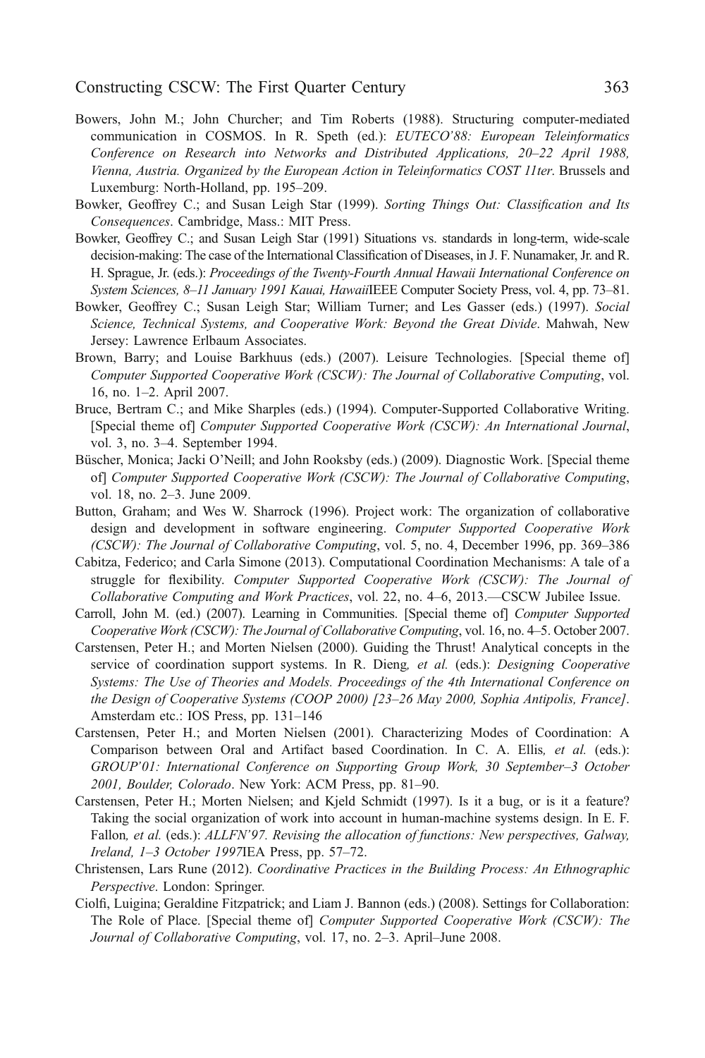Bowers, John M.; John Churcher; and Tim Roberts (1988). Structuring computer-mediated communication in COSMOS. In R. Speth (ed.): *EUTECO'88: European Teleinformatics Conference on Research into Networks and Distributed Applications, 20–22 April 1988, Vienna, Austria. Organized by the European Action in Teleinformatics COST 11ter*. Brussels and Luxemburg: North-Holland, pp. 195–209.

Bowker, Geoffrey C.; and Susan Leigh Star (1999). *Sorting Things Out: Classification and Its Consequences*. Cambridge, Mass.: MIT Press.

Bowker, Geoffrey C.; and Susan Leigh Star (1991) Situations vs. standards in long-term, wide-scale decision-making: The case of the International Classification of Diseases, in J. F. Nunamaker, Jr. and R. H. Sprague, Jr. (eds.): *Proceedings of the Twenty-Fourth Annual Hawaii International Conference on System Sciences, 8–11 January 1991 Kauai, Hawaii*IEEE Computer Society Press, vol. 4, pp. 73–81.

Bowker, Geoffrey C.; Susan Leigh Star; William Turner; and Les Gasser (eds.) (1997). *Social Science, Technical Systems, and Cooperative Work: Beyond the Great Divide*. Mahwah, New Jersey: Lawrence Erlbaum Associates.

Brown, Barry; and Louise Barkhuus (eds.) (2007). Leisure Technologies. [Special theme of] *Computer Supported Cooperative Work (CSCW): The Journal of Collaborative Computing*, vol. 16, no. 1–2. April 2007.

Bruce, Bertram C.; and Mike Sharples (eds.) (1994). Computer-Supported Collaborative Writing. [Special theme of] *Computer Supported Cooperative Work (CSCW): An International Journal*, vol. 3, no. 3–4. September 1994.

Büscher, Monica; Jacki O'Neill; and John Rooksby (eds.) (2009). Diagnostic Work. [Special theme of] *Computer Supported Cooperative Work (CSCW): The Journal of Collaborative Computing*, vol. 18, no. 2–3. June 2009.

Button, Graham; and Wes W. Sharrock (1996). Project work: The organization of collaborative design and development in software engineering. *Computer Supported Cooperative Work (CSCW): The Journal of Collaborative Computing*, vol. 5, no. 4, December 1996, pp. 369–386

Cabitza, Federico; and Carla Simone (2013). Computational Coordination Mechanisms: A tale of a struggle for flexibility. *Computer Supported Cooperative Work (CSCW): The Journal of Collaborative Computing and Work Practices*, vol. 22, no. 4–6, 2013.—CSCW Jubilee Issue.

Carroll, John M. (ed.) (2007). Learning in Communities. [Special theme of] *Computer Supported Cooperative Work (CSCW): The Journal of Collaborative Computing*, vol. 16, no. 4–5. October 2007.

Carstensen, Peter H.; and Morten Nielsen (2000). Guiding the Thrust! Analytical concepts in the service of coordination support systems. In R. Dieng*, et al.* (eds.): *Designing Cooperative Systems: The Use of Theories and Models. Proceedings of the 4th International Conference on the Design of Cooperative Systems (COOP 2000) [23–26 May 2000, Sophia Antipolis, France]*. Amsterdam etc.: IOS Press, pp. 131–146

Carstensen, Peter H.; and Morten Nielsen (2001). Characterizing Modes of Coordination: A Comparison between Oral and Artifact based Coordination. In C. A. Ellis*, et al.* (eds.): *GROUP'01: International Conference on Supporting Group Work, 30 September–3 October 2001, Boulder, Colorado*. New York: ACM Press, pp. 81–90.

Carstensen, Peter H.; Morten Nielsen; and Kjeld Schmidt (1997). Is it a bug, or is it a feature? Taking the social organization of work into account in human-machine systems design. In E. F. Fallon*, et al.* (eds.): *ALLFN'97. Revising the allocation of functions: New perspectives, Galway, Ireland, 1–3 October 1997*IEA Press, pp. 57–72.

Christensen, Lars Rune (2012). *Coordinative Practices in the Building Process: An Ethnographic Perspective*. London: Springer.

Ciolfi, Luigina; Geraldine Fitzpatrick; and Liam J. Bannon (eds.) (2008). Settings for Collaboration: The Role of Place. [Special theme of] *Computer Supported Cooperative Work (CSCW): The Journal of Collaborative Computing*, vol. 17, no. 2–3. April–June 2008.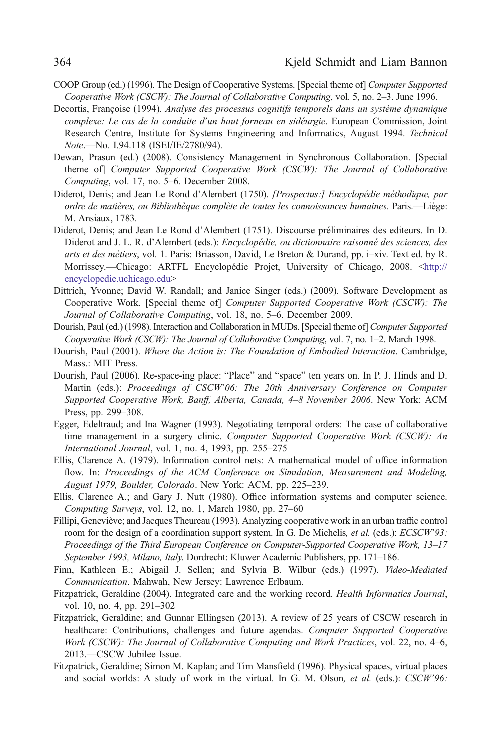COOP Group (ed.) (1996). The Design of Cooperative Systems. [Special theme of] *Computer Supported Cooperative Work (CSCW): The Journal of Collaborative Computing*, vol. 5, no. 2–3. June 1996.

Decortis, Françoise (1994). *Analyse des processus cognitifs temporels dans un système dynamique complexe: Le cas de la conduite d'un haut forneau en sidéurgie*. European Commission, Joint Research Centre, Institute for Systems Engineering and Informatics, August 1994. *Technical Note*.—No. I.94.118 (ISEI/IE/2780/94).

Dewan, Prasun (ed.) (2008). Consistency Management in Synchronous Collaboration. [Special theme of] *Computer Supported Cooperative Work (CSCW): The Journal of Collaborative Computing*, vol. 17, no. 5–6. December 2008.

Diderot, Denis; and Jean Le Rond d'Alembert (1750). *[Prospectus:] Encyclopédie méthodique, par ordre de matières, ou Bibliothèque complète de toutes les connoissances humaines*. Paris.—Liège: M. Ansiaux, 1783.

Diderot, Denis; and Jean Le Rond d'Alembert (1751). Discourse préliminaires des editeurs. In D. Diderot and J. L. R. d'Alembert (eds.): *Encyclopédie, ou dictionnaire raisonné des sciences, des arts et des métiers*, vol. 1. Paris: Briasson, David, Le Breton & Durand, pp. i–xiv. Text ed. by R. Morrissey.—Chicago: ARTFL Encyclopédie Projet, University of Chicago, 2008. <http://encyclopedie.uchicago.edu>

Dittrich, Yvonne; David W. Randall; and Janice Singer (eds.) (2009). Software Development as Cooperative Work. [Special theme of] *Computer Supported Cooperative Work (CSCW): The Journal of Collaborative Computing*, vol. 18, no. 5–6. December 2009.

Dourish, Paul (ed.) (1998). Interaction and Collaboration in MUDs. [Special theme of] *Computer Supported Cooperative Work (CSCW): The Journal of Collaborative Computing*, vol. 7, no. 1–2. March 1998.

Dourish, Paul (2001). *Where the Action is: The Foundation of Embodied Interaction*. Cambridge, Mass.: MIT Press.

Dourish, Paul (2006). Re-space-ing place: "Place" and "space" ten years on. In P. J. Hinds and D. Martin (eds.): *Proceedings of CSCW'06: The 20th Anniversary Conference on Computer Supported Cooperative Work, Banff, Alberta, Canada, 4–8 November 2006*. New York: ACM Press, pp. 299–308.

Egger, Edeltraud; and Ina Wagner (1993). Negotiating temporal orders: The case of collaborative time management in a surgery clinic. *Computer Supported Cooperative Work (CSCW): An International Journal*, vol. 1, no. 4, 1993, pp. 255–275

Ellis, Clarence A. (1979). Information control nets: A mathematical model of office information flow. In: *Proceedings of the ACM Conference on Simulation, Measurement and Modeling, August 1979, Boulder, Colorado*. New York: ACM, pp. 225–239.

Ellis, Clarence A.; and Gary J. Nutt (1980). Office information systems and computer science. *Computing Surveys*, vol. 12, no. 1, March 1980, pp. 27–60

Fillipi, Geneviève; and Jacques Theureau (1993). Analyzing cooperative work in an urban traffic control room for the design of a coordination support system. In G. De Michelis*, et al.* (eds.): *ECSCW'93: Proceedings of the Third European Conference on Computer-Supported Cooperative Work, 13–17 September 1993, Milano, Italy.* Dordrecht: Kluwer Academic Publishers, pp. 171–186.

Finn, Kathleen E.; Abigail J. Sellen; and Sylvia B. Wilbur (eds.) (1997). *Video-Mediated Communication*. Mahwah, New Jersey: Lawrence Erlbaum.

Fitzpatrick, Geraldine (2004). Integrated care and the working record. *Health Informatics Journal*, vol. 10, no. 4, pp. 291–302

Fitzpatrick, Geraldine; and Gunnar Ellingsen (2013). A review of 25 years of CSCW research in healthcare: Contributions, challenges and future agendas. *Computer Supported Cooperative Work (CSCW): The Journal of Collaborative Computing and Work Practices*, vol. 22, no. 4–6, 2013.—CSCW Jubilee Issue.

Fitzpatrick, Geraldine; Simon M. Kaplan; and Tim Mansfield (1996). Physical spaces, virtual places and social worlds: A study of work in the virtual. In G. M. Olson*, et al.* (eds.): *CSCW'96:*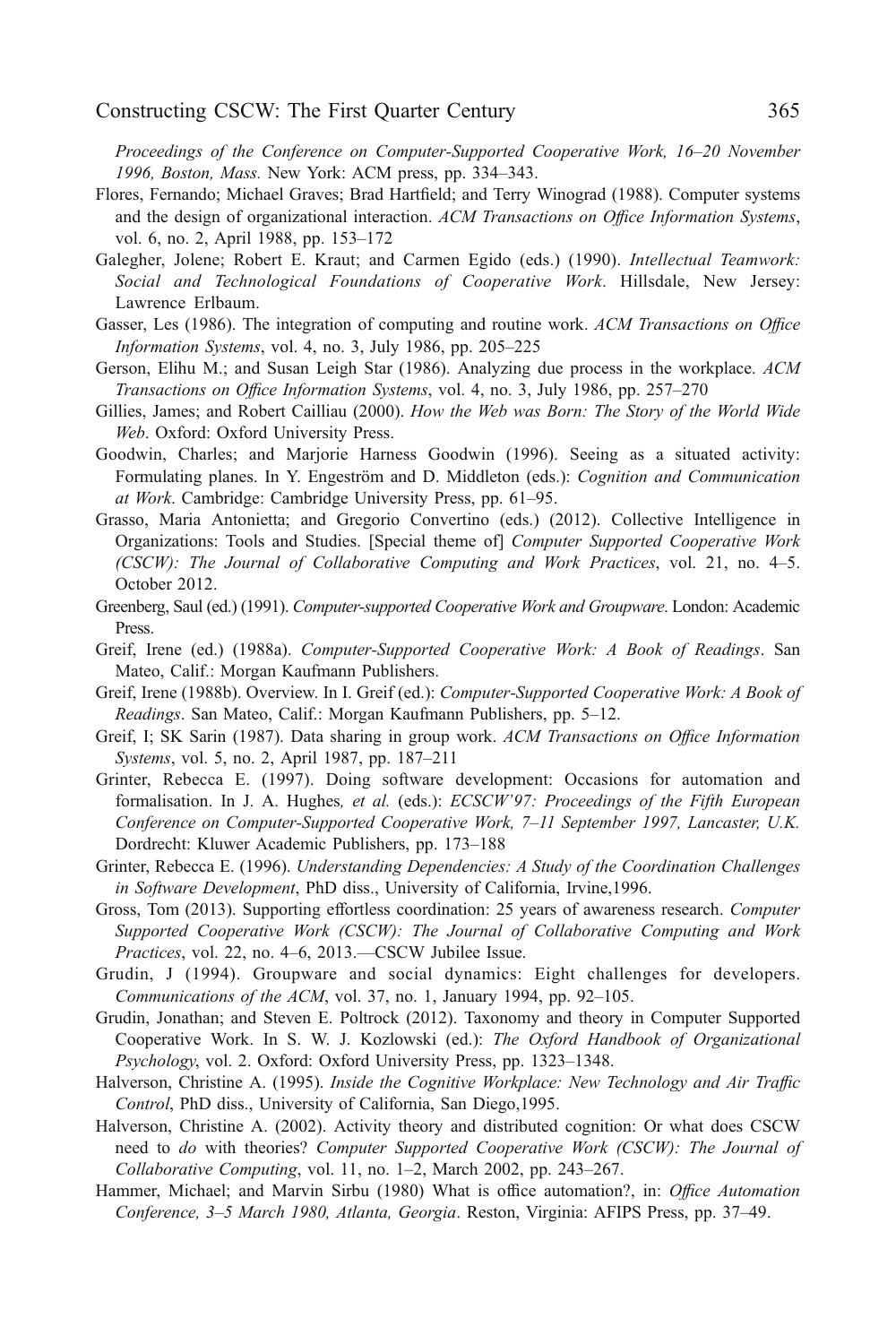*Proceedings of the Conference on Computer-Supported Cooperative Work, 16–20 November 1996, Boston, Mass.* New York: ACM press, pp. 334–343.

Flores, Fernando; Michael Graves; Brad Hartfield; and Terry Winograd (1988). Computer systems and the design of organizational interaction. *ACM Transactions on Office Information Systems*, vol. 6, no. 2, April 1988, pp. 153–172

Galegher, Jolene; Robert E. Kraut; and Carmen Egido (eds.) (1990). *Intellectual Teamwork: Social and Technological Foundations of Cooperative Work*. Hillsdale, New Jersey: Lawrence Erlbaum.

Gasser, Les (1986). The integration of computing and routine work. *ACM Transactions on Office Information Systems*, vol. 4, no. 3, July 1986, pp. 205–225

Gerson, Elihu M.; and Susan Leigh Star (1986). Analyzing due process in the workplace. *ACM Transactions on Office Information Systems*, vol. 4, no. 3, July 1986, pp. 257–270

Gillies, James; and Robert Cailliau (2000). *How the Web was Born: The Story of the World Wide Web*. Oxford: Oxford University Press.

Goodwin, Charles; and Marjorie Harness Goodwin (1996). Seeing as a situated activity: Formulating planes. In Y. Engeström and D. Middleton (eds.): *Cognition and Communication at Work*. Cambridge: Cambridge University Press, pp. 61–95.

Grasso, Maria Antonietta; and Gregorio Convertino (eds.) (2012). Collective Intelligence in Organizations: Tools and Studies. [Special theme of] *Computer Supported Cooperative Work (CSCW): The Journal of Collaborative Computing and Work Practices*, vol. 21, no. 4–5. October 2012.

Greenberg, Saul (ed.) (1991). *Computer-supported Cooperative Work and Groupware*. London: Academic Press.

Greif, Irene (ed.) (1988a). *Computer-Supported Cooperative Work: A Book of Readings*. San Mateo, Calif.: Morgan Kaufmann Publishers.

Greif, Irene (1988b). Overview. In I. Greif (ed.): *Computer-Supported Cooperative Work: A Book of Readings*. San Mateo, Calif.: Morgan Kaufmann Publishers, pp. 5–12.

Greif, I; SK Sarin (1987). Data sharing in group work. *ACM Transactions on Office Information Systems*, vol. 5, no. 2, April 1987, pp. 187–211

Grinter, Rebecca E. (1997). Doing software development: Occasions for automation and formalisation. In J. A. Hughes*, et al.* (eds.): *ECSCW'97: Proceedings of the Fifth European Conference on Computer-Supported Cooperative Work, 7–11 September 1997, Lancaster, U.K.* Dordrecht: Kluwer Academic Publishers, pp. 173–188

Grinter, Rebecca E. (1996). *Understanding Dependencies: A Study of the Coordination Challenges in Software Development*, PhD diss., University of California, Irvine,1996.

Gross, Tom (2013). Supporting effortless coordination: 25 years of awareness research. *Computer Supported Cooperative Work (CSCW): The Journal of Collaborative Computing and Work Practices*, vol. 22, no. 4–6, 2013.—CSCW Jubilee Issue.

Grudin, J (1994). Groupware and social dynamics: Eight challenges for developers. *Communications of the ACM*, vol. 37, no. 1, January 1994, pp. 92–105.

Grudin, Jonathan; and Steven E. Poltrock (2012). Taxonomy and theory in Computer Supported Cooperative Work. In S. W. J. Kozlowski (ed.): *The Oxford Handbook of Organizational Psychology*, vol. 2. Oxford: Oxford University Press, pp. 1323–1348.

Halverson, Christine A. (1995). *Inside the Cognitive Workplace: New Technology and Air Traffic Control*, PhD diss., University of California, San Diego,1995.

Halverson, Christine A. (2002). Activity theory and distributed cognition: Or what does CSCW need to *do* with theories? *Computer Supported Cooperative Work (CSCW): The Journal of Collaborative Computing*, vol. 11, no. 1–2, March 2002, pp. 243–267.

Hammer, Michael; and Marvin Sirbu (1980) What is office automation?, in: *Office Automation Conference, 3–5 March 1980, Atlanta, Georgia*. Reston, Virginia: AFIPS Press, pp. 37–49.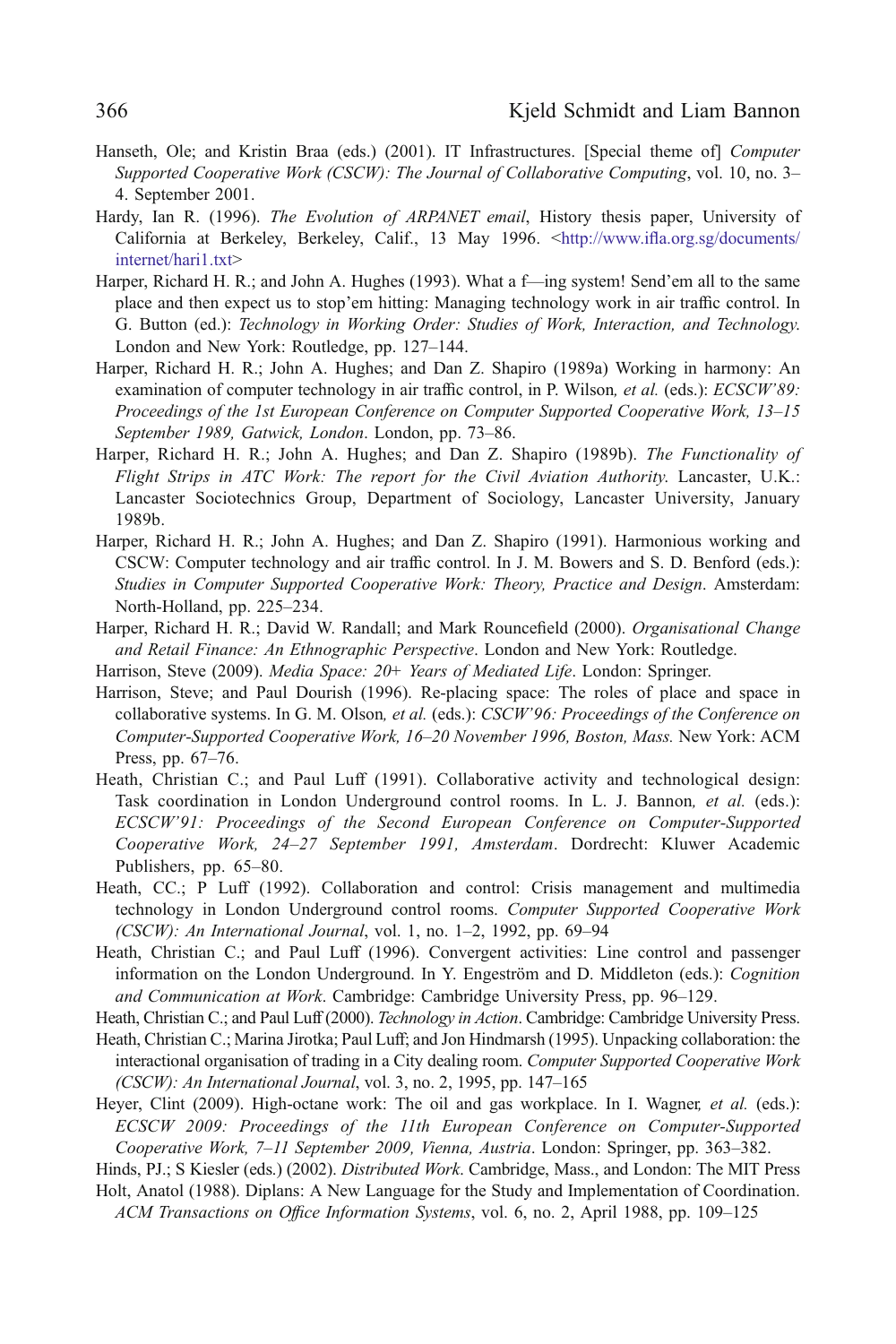Hanseth, Ole; and Kristin Braa (eds.) (2001). IT Infrastructures. [Special theme of] *Computer Supported Cooperative Work (CSCW): The Journal of Collaborative Computing*, vol. 10, no. 3–4. September 2001.

Hardy, Ian R. (1996). *The Evolution of ARPANET email*, History thesis paper, University of California at Berkeley, Berkeley, Calif., 13 May 1996. <http://www.ifla.org.sg/documents/internet/hari1.txt>

Harper, Richard H. R.; and John A. Hughes (1993). What a f—ing system! Send'em all to the same place and then expect us to stop'em hitting: Managing technology work in air traffic control. In G. Button (ed.): *Technology in Working Order: Studies of Work, Interaction, and Technology*. London and New York: Routledge, pp. 127–144.

Harper, Richard H. R.; John A. Hughes; and Dan Z. Shapiro (1989a) Working in harmony: An examination of computer technology in air traffic control, in P. Wilson*, et al.* (eds.): *ECSCW'89: Proceedings of the 1st European Conference on Computer Supported Cooperative Work, 13–15 September 1989, Gatwick, London*. London, pp. 73–86.

Harper, Richard H. R.; John A. Hughes; and Dan Z. Shapiro (1989b). *The Functionality of Flight Strips in ATC Work: The report for the Civil Aviation Authority*. Lancaster, U.K.: Lancaster Sociotechnics Group, Department of Sociology, Lancaster University, January 1989b.

Harper, Richard H. R.; John A. Hughes; and Dan Z. Shapiro (1991). Harmonious working and CSCW: Computer technology and air traffic control. In J. M. Bowers and S. D. Benford (eds.): *Studies in Computer Supported Cooperative Work: Theory, Practice and Design*. Amsterdam: North-Holland, pp. 225–234.

Harper, Richard H. R.; David W. Randall; and Mark Rouncefield (2000). *Organisational Change and Retail Finance: An Ethnographic Perspective*. London and New York: Routledge.

Harrison, Steve (2009). *Media Space: 20+ Years of Mediated Life*. London: Springer.

Harrison, Steve; and Paul Dourish (1996). Re-placing space: The roles of place and space in collaborative systems. In G. M. Olson*, et al.* (eds.): *CSCW'96: Proceedings of the Conference on Computer-Supported Cooperative Work, 16–20 November 1996, Boston, Mass.* New York: ACM Press, pp. 67–76.

Heath, Christian C.; and Paul Luff (1991). Collaborative activity and technological design: Task coordination in London Underground control rooms. In L. J. Bannon*, et al.* (eds.): *ECSCW'91: Proceedings of the Second European Conference on Computer-Supported Cooperative Work, 24–27 September 1991, Amsterdam*. Dordrecht: Kluwer Academic Publishers, pp. 65–80.

Heath, CC.; P Luff (1992). Collaboration and control: Crisis management and multimedia technology in London Underground control rooms. *Computer Supported Cooperative Work (CSCW): An International Journal*, vol. 1, no. 1–2, 1992, pp. 69–94

Heath, Christian C.; and Paul Luff (1996). Convergent activities: Line control and passenger information on the London Underground. In Y. Engeström and D. Middleton (eds.): *Cognition and Communication at Work*. Cambridge: Cambridge University Press, pp. 96–129.

Heath, Christian C.; and Paul Luff (2000). *Technology in Action*. Cambridge: Cambridge University Press.

Heath, Christian C.; Marina Jirotka; Paul Luff; and Jon Hindmarsh (1995). Unpacking collaboration: the interactional organisation of trading in a City dealing room. *Computer Supported Cooperative Work (CSCW): An International Journal*, vol. 3, no. 2, 1995, pp. 147–165

Heyer, Clint (2009). High-octane work: The oil and gas workplace. In I. Wagner*, et al.* (eds.): *ECSCW 2009: Proceedings of the 11th European Conference on Computer-Supported Cooperative Work, 7–11 September 2009, Vienna, Austria*. London: Springer, pp. 363–382.

Hinds, PJ.; S Kiesler (eds.) (2002). *Distributed Work*. Cambridge, Mass., and London: The MIT Press

Holt, Anatol (1988). Diplans: A New Language for the Study and Implementation of Coordination. *ACM Transactions on Office Information Systems*, vol. 6, no. 2, April 1988, pp. 109–125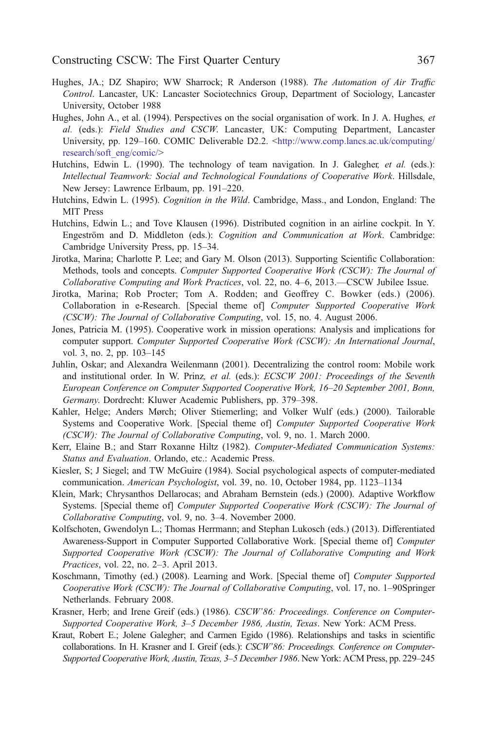Hughes, JA.; DZ Shapiro; WW Sharrock; R Anderson (1988). *The Automation of Air Traffic Control*. Lancaster, UK: Lancaster Sociotechnics Group, Department of Sociology, Lancaster University, October 1988

Hughes, John A., et al. (1994). Perspectives on the social organisation of work. In J. A. Hughes*, et al.* (eds.): *Field Studies and CSCW.* Lancaster, UK: Computing Department, Lancaster University, pp. 129–160. COMIC Deliverable D2.2. <http://www.comp.lancs.ac.uk/computing/research/soft_eng/comic/>

Hutchins, Edwin L. (1990). The technology of team navigation. In J. Galegher*, et al.* (eds.): *Intellectual Teamwork: Social and Technological Foundations of Cooperative Work*. Hillsdale, New Jersey: Lawrence Erlbaum, pp. 191–220.

Hutchins, Edwin L. (1995). *Cognition in the Wild*. Cambridge, Mass., and London, England: The MIT Press

Hutchins, Edwin L.; and Tove Klausen (1996). Distributed cognition in an airline cockpit. In Y. Engeström and D. Middleton (eds.): *Cognition and Communication at Work*. Cambridge: Cambridge University Press, pp. 15–34.

Jirotka, Marina; Charlotte P. Lee; and Gary M. Olson (2013). Supporting Scientific Collaboration: Methods, tools and concepts. *Computer Supported Cooperative Work (CSCW): The Journal of Collaborative Computing and Work Practices*, vol. 22, no. 4–6, 2013.—CSCW Jubilee Issue.

Jirotka, Marina; Rob Procter; Tom A. Rodden; and Geoffrey C. Bowker (eds.) (2006). Collaboration in e-Research. [Special theme of] *Computer Supported Cooperative Work (CSCW): The Journal of Collaborative Computing*, vol. 15, no. 4. August 2006.

Jones, Patricia M. (1995). Cooperative work in mission operations: Analysis and implications for computer support. *Computer Supported Cooperative Work (CSCW): An International Journal*, vol. 3, no. 2, pp. 103–145

Juhlin, Oskar; and Alexandra Weilenmann (2001). Decentralizing the control room: Mobile work and institutional order. In W. Prinz*, et al.* (eds.): *ECSCW 2001: Proceedings of the Seventh European Conference on Computer Supported Cooperative Work, 16–20 September 2001, Bonn, Germany*. Dordrecht: Kluwer Academic Publishers, pp. 379–398.

Kahler, Helge; Anders Mørch; Oliver Stiemerling; and Volker Wulf (eds.) (2000). Tailorable Systems and Cooperative Work. [Special theme of] *Computer Supported Cooperative Work (CSCW): The Journal of Collaborative Computing*, vol. 9, no. 1. March 2000.

Kerr, Elaine B.; and Starr Roxanne Hiltz (1982). *Computer-Mediated Communication Systems: Status and Evaluation*. Orlando, etc.: Academic Press.

Kiesler, S; J Siegel; and TW McGuire (1984). Social psychological aspects of computer-mediated communication. *American Psychologist*, vol. 39, no. 10, October 1984, pp. 1123–1134

Klein, Mark; Chrysanthos Dellarocas; and Abraham Bernstein (eds.) (2000). Adaptive Workflow Systems. [Special theme of] *Computer Supported Cooperative Work (CSCW): The Journal of Collaborative Computing*, vol. 9, no. 3–4. November 2000.

Kolfschoten, Gwendolyn L.; Thomas Herrmann; and Stephan Lukosch (eds.) (2013). Differentiated Awareness-Support in Computer Supported Collaborative Work. [Special theme of] *Computer Supported Cooperative Work (CSCW): The Journal of Collaborative Computing and Work Practices*, vol. 22, no. 2–3. April 2013.

Koschmann, Timothy (ed.) (2008). Learning and Work. [Special theme of] *Computer Supported Cooperative Work (CSCW): The Journal of Collaborative Computing*, vol. 17, no. 1–90Springer Netherlands. February 2008.

Krasner, Herb; and Irene Greif (eds.) (1986). *CSCW'86: Proceedings. Conference on Computer-Supported Cooperative Work, 3–5 December 1986, Austin, Texas*. New York: ACM Press.

Kraut, Robert E.; Jolene Galegher; and Carmen Egido (1986). Relationships and tasks in scientific collaborations. In H. Krasner and I. Greif (eds.): *CSCW'86: Proceedings. Conference on Computer-Supported Cooperative Work, Austin, Texas, 3–5 December 1986*. New York: ACM Press, pp. 229–245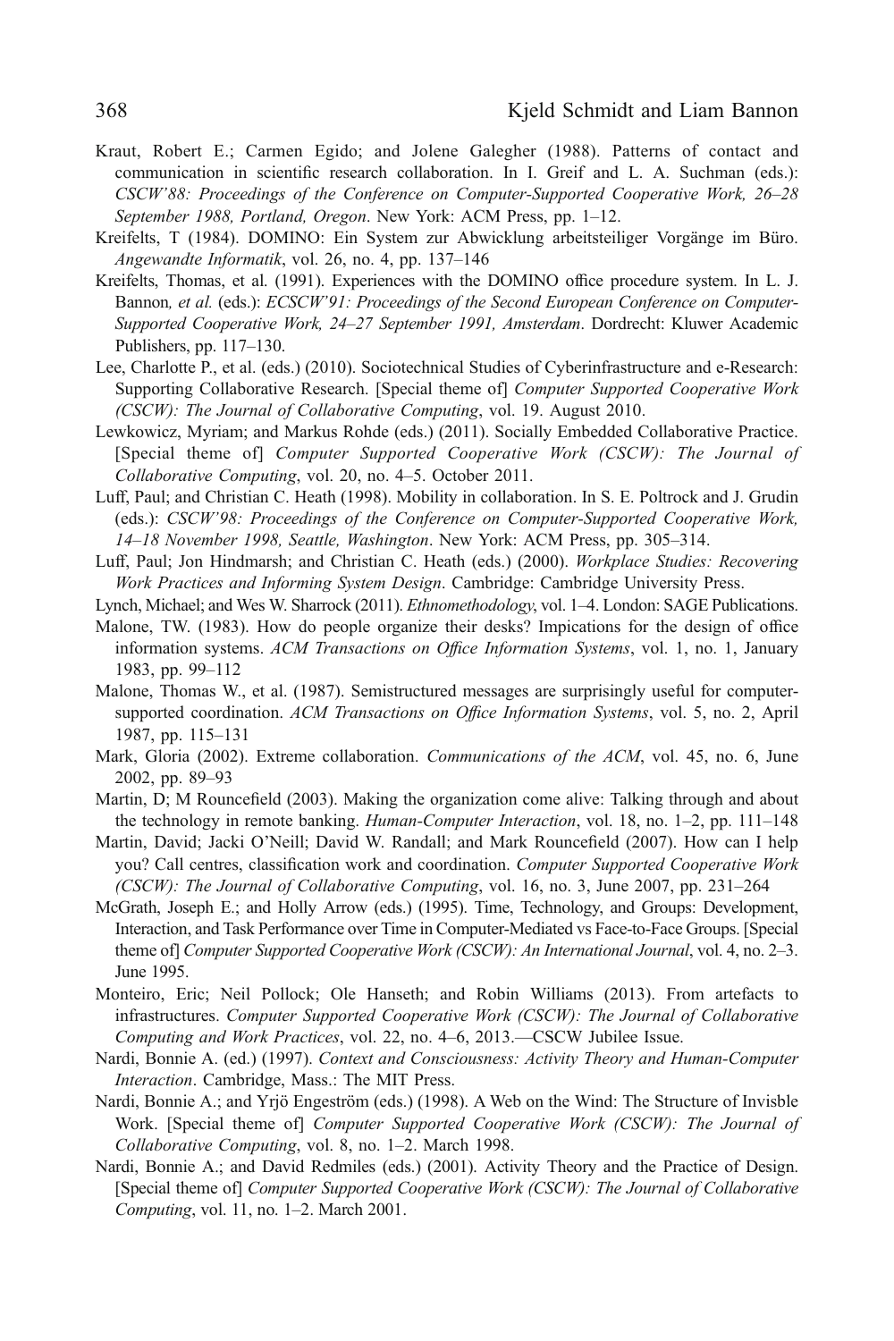Kraut, Robert E.; Carmen Egido; and Jolene Galegher (1988). Patterns of contact and communication in scientific research collaboration. In I. Greif and L. A. Suchman (eds.): *CSCW'88: Proceedings of the Conference on Computer-Supported Cooperative Work, 26–28 September 1988, Portland, Oregon*. New York: ACM Press, pp. 1–12.

Kreifelts, T (1984). DOMINO: Ein System zur Abwicklung arbeitsteiliger Vorgänge im Büro. *Angewandte Informatik*, vol. 26, no. 4, pp. 137–146

Kreifelts, Thomas, et al. (1991). Experiences with the DOMINO office procedure system. In L. J. Bannon*, et al.* (eds.): *ECSCW'91: Proceedings of the Second European Conference on Computer-Supported Cooperative Work, 24–27 September 1991, Amsterdam*. Dordrecht: Kluwer Academic Publishers, pp. 117–130.

Lee, Charlotte P., et al. (eds.) (2010). Sociotechnical Studies of Cyberinfrastructure and e-Research: Supporting Collaborative Research. [Special theme of] *Computer Supported Cooperative Work (CSCW): The Journal of Collaborative Computing*, vol. 19. August 2010.

Lewkowicz, Myriam; and Markus Rohde (eds.) (2011). Socially Embedded Collaborative Practice. [Special theme of] *Computer Supported Cooperative Work (CSCW): The Journal of Collaborative Computing*, vol. 20, no. 4–5. October 2011.

Luff, Paul; and Christian C. Heath (1998). Mobility in collaboration. In S. E. Poltrock and J. Grudin (eds.): *CSCW'98: Proceedings of the Conference on Computer-Supported Cooperative Work, 14–18 November 1998, Seattle, Washington*. New York: ACM Press, pp. 305–314.

Luff, Paul; Jon Hindmarsh; and Christian C. Heath (eds.) (2000). *Workplace Studies: Recovering Work Practices and Informing System Design*. Cambridge: Cambridge University Press.

Lynch, Michael; and Wes W. Sharrock (2011). *Ethnomethodology*, vol. 1–4. London: SAGE Publications.

Malone, TW. (1983). How do people organize their desks? Impications for the design of office information systems. *ACM Transactions on Office Information Systems*, vol. 1, no. 1, January 1983, pp. 99–112

Malone, Thomas W., et al. (1987). Semistructured messages are surprisingly useful for computer-supported coordination. *ACM Transactions on Office Information Systems*, vol. 5, no. 2, April 1987, pp. 115–131

Mark, Gloria (2002). Extreme collaboration. *Communications of the ACM*, vol. 45, no. 6, June 2002, pp. 89–93

Martin, D; M Rouncefield (2003). Making the organization come alive: Talking through and about the technology in remote banking. *Human-Computer Interaction*, vol. 18, no. 1–2, pp. 111–148

Martin, David; Jacki O'Neill; David W. Randall; and Mark Rouncefield (2007). How can I help you? Call centres, classification work and coordination. *Computer Supported Cooperative Work (CSCW): The Journal of Collaborative Computing*, vol. 16, no. 3, June 2007, pp. 231–264

McGrath, Joseph E.; and Holly Arrow (eds.) (1995). Time, Technology, and Groups: Development, Interaction, and Task Performance over Time in Computer-Mediated vs Face-to-Face Groups. [Special theme of] *Computer Supported Cooperative Work (CSCW): An International Journal*, vol. 4, no. 2–3. June 1995.

Monteiro, Eric; Neil Pollock; Ole Hanseth; and Robin Williams (2013). From artefacts to infrastructures. *Computer Supported Cooperative Work (CSCW): The Journal of Collaborative Computing and Work Practices*, vol. 22, no. 4–6, 2013.—CSCW Jubilee Issue.

Nardi, Bonnie A. (ed.) (1997). *Context and Consciousness: Activity Theory and Human-Computer Interaction*. Cambridge, Mass.: The MIT Press.

Nardi, Bonnie A.; and Yrjö Engeström (eds.) (1998). A Web on the Wind: The Structure of Invisble Work. [Special theme of] *Computer Supported Cooperative Work (CSCW): The Journal of Collaborative Computing*, vol. 8, no. 1–2. March 1998.

Nardi, Bonnie A.; and David Redmiles (eds.) (2001). Activity Theory and the Practice of Design. [Special theme of] *Computer Supported Cooperative Work (CSCW): The Journal of Collaborative Computing*, vol. 11, no. 1–2. March 2001.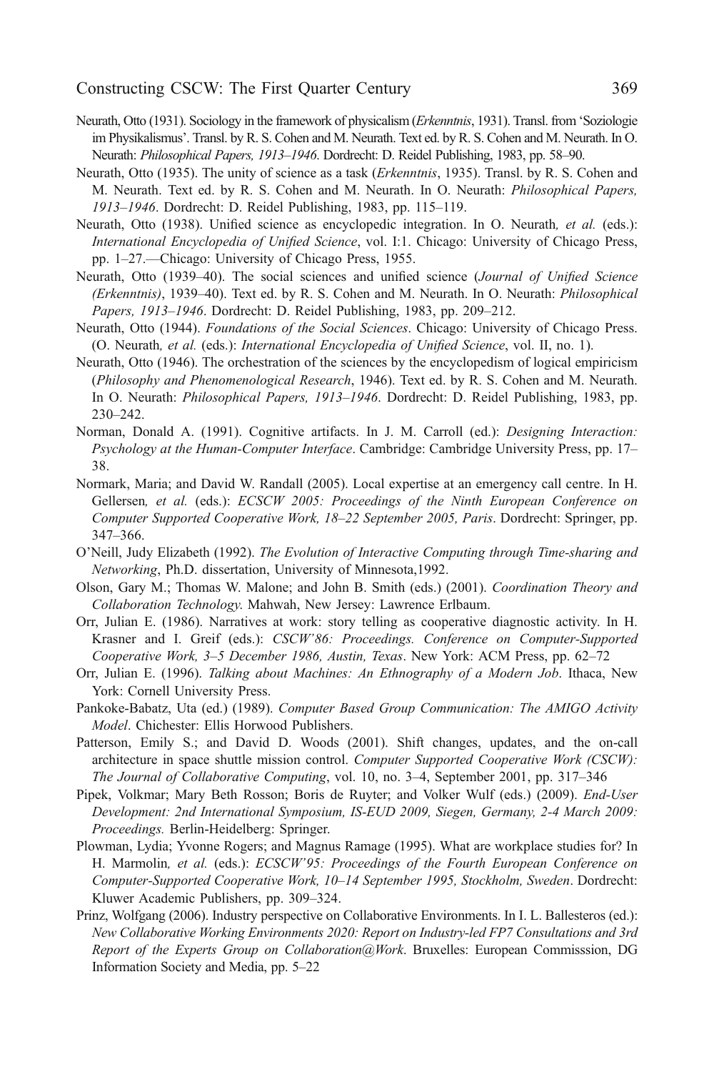Neurath, Otto (1931). Sociology in the framework of physicalism (*Erkenntnis*, 1931). Transl. from 'Soziologie im Physikalismus'. Transl. by R. S. Cohen and M. Neurath. Text ed. by R. S. Cohen and M. Neurath. In O. Neurath: *Philosophical Papers, 1913–1946*. Dordrecht: D. Reidel Publishing, 1983, pp. 58–90.

Neurath, Otto (1935). The unity of science as a task (*Erkenntnis*, 1935). Transl. by R. S. Cohen and M. Neurath. Text ed. by R. S. Cohen and M. Neurath. In O. Neurath: *Philosophical Papers, 1913–1946*. Dordrecht: D. Reidel Publishing, 1983, pp. 115–119.

Neurath, Otto (1938). Unified science as encyclopedic integration. In O. Neurath*, et al.* (eds.): *International Encyclopedia of Unified Science*, vol. I:1. Chicago: University of Chicago Press, pp. 1–27.—Chicago: University of Chicago Press, 1955.

Neurath, Otto (1939–40). The social sciences and unified science (*Journal of Unified Science (Erkenntnis)*, 1939–40). Text ed. by R. S. Cohen and M. Neurath. In O. Neurath: *Philosophical Papers, 1913–1946*. Dordrecht: D. Reidel Publishing, 1983, pp. 209–212.

Neurath, Otto (1944). *Foundations of the Social Sciences*. Chicago: University of Chicago Press. (O. Neurath*, et al.* (eds.): *International Encyclopedia of Unified Science*, vol. II, no. 1).

Neurath, Otto (1946). The orchestration of the sciences by the encyclopedism of logical empiricism (*Philosophy and Phenomenological Research*, 1946). Text ed. by R. S. Cohen and M. Neurath. In O. Neurath: *Philosophical Papers, 1913–1946*. Dordrecht: D. Reidel Publishing, 1983, pp. 230–242.

Norman, Donald A. (1991). Cognitive artifacts. In J. M. Carroll (ed.): *Designing Interaction: Psychology at the Human-Computer Interface*. Cambridge: Cambridge University Press, pp. 17–38.

Normark, Maria; and David W. Randall (2005). Local expertise at an emergency call centre. In H. Gellersen*, et al.* (eds.): *ECSCW 2005: Proceedings of the Ninth European Conference on Computer Supported Cooperative Work, 18–22 September 2005, Paris*. Dordrecht: Springer, pp. 347–366.

O'Neill, Judy Elizabeth (1992). *The Evolution of Interactive Computing through Time-sharing and Networking*, Ph.D. dissertation, University of Minnesota,1992.

Olson, Gary M.; Thomas W. Malone; and John B. Smith (eds.) (2001). *Coordination Theory and Collaboration Technology.* Mahwah, New Jersey: Lawrence Erlbaum.

Orr, Julian E. (1986). Narratives at work: story telling as cooperative diagnostic activity. In H. Krasner and I. Greif (eds.): *CSCW'86: Proceedings. Conference on Computer-Supported Cooperative Work, 3–5 December 1986, Austin, Texas*. New York: ACM Press, pp. 62–72

Orr, Julian E. (1996). *Talking about Machines: An Ethnography of a Modern Job*. Ithaca, New York: Cornell University Press.

Pankoke-Babatz, Uta (ed.) (1989). *Computer Based Group Communication: The AMIGO Activity Model*. Chichester: Ellis Horwood Publishers.

Patterson, Emily S.; and David D. Woods (2001). Shift changes, updates, and the on-call architecture in space shuttle mission control. *Computer Supported Cooperative Work (CSCW): The Journal of Collaborative Computing*, vol. 10, no. 3–4, September 2001, pp. 317–346

Pipek, Volkmar; Mary Beth Rosson; Boris de Ruyter; and Volker Wulf (eds.) (2009). *End-User Development: 2nd International Symposium, IS-EUD 2009, Siegen, Germany, 2-4 March 2009: Proceedings.* Berlin-Heidelberg: Springer.

Plowman, Lydia; Yvonne Rogers; and Magnus Ramage (1995). What are workplace studies for? In H. Marmolin*, et al.* (eds.): *ECSCW'95: Proceedings of the Fourth European Conference on Computer-Supported Cooperative Work, 10–14 September 1995, Stockholm, Sweden*. Dordrecht: Kluwer Academic Publishers, pp. 309–324.

Prinz, Wolfgang (2006). Industry perspective on Collaborative Environments. In I. L. Ballesteros (ed.): *New Collaborative Working Environments 2020: Report on Industry-led FP7 Consultations and 3rd Report of the Experts Group on Collaboration@Work*. Bruxelles: European Commisssion, DG Information Society and Media, pp. 5–22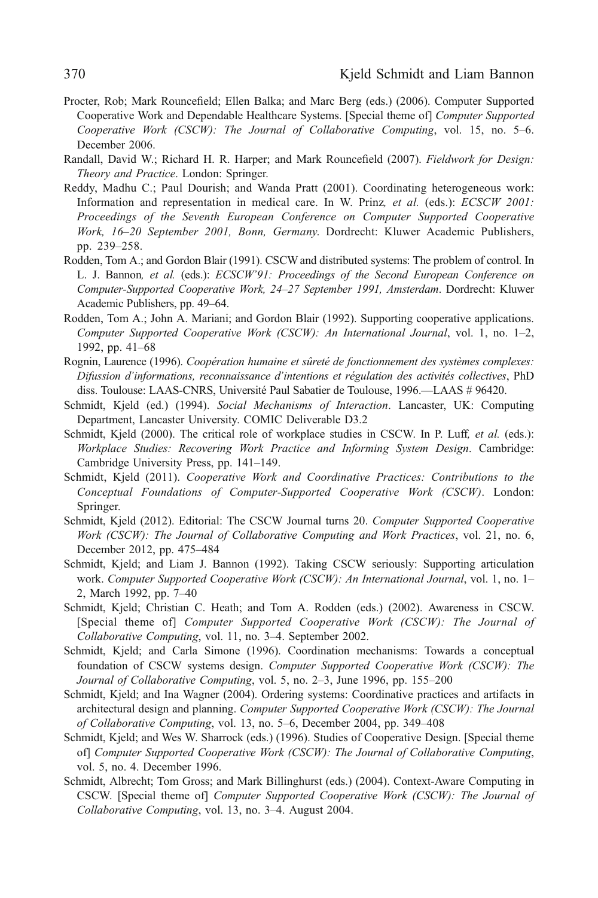Procter, Rob; Mark Rouncefield; Ellen Balka; and Marc Berg (eds.) (2006). Computer Supported Cooperative Work and Dependable Healthcare Systems. [Special theme of] *Computer Supported Cooperative Work (CSCW): The Journal of Collaborative Computing*, vol. 15, no. 5–6. December 2006.

Randall, David W.; Richard H. R. Harper; and Mark Rouncefield (2007). *Fieldwork for Design: Theory and Practice*. London: Springer.

Reddy, Madhu C.; Paul Dourish; and Wanda Pratt (2001). Coordinating heterogeneous work: Information and representation in medical care. In W. Prinz*, et al.* (eds.): *ECSCW 2001: Proceedings of the Seventh European Conference on Computer Supported Cooperative Work, 16–20 September 2001, Bonn, Germany*. Dordrecht: Kluwer Academic Publishers, pp. 239–258.

Rodden, Tom A.; and Gordon Blair (1991). CSCW and distributed systems: The problem of control. In L. J. Bannon*, et al.* (eds.): *ECSCW'91: Proceedings of the Second European Conference on Computer-Supported Cooperative Work, 24–27 September 1991, Amsterdam*. Dordrecht: Kluwer Academic Publishers, pp. 49–64.

Rodden, Tom A.; John A. Mariani; and Gordon Blair (1992). Supporting cooperative applications. *Computer Supported Cooperative Work (CSCW): An International Journal*, vol. 1, no. 1–2, 1992, pp. 41–68

Rognin, Laurence (1996). *Coopération humaine et sûreté de fonctionnement des systèmes complexes: Difussion d'informations, reconnaissance d'intentions et régulation des activités collectives*, PhD diss. Toulouse: LAAS-CNRS, Université Paul Sabatier de Toulouse, 1996.—LAAS # 96420.

Schmidt, Kjeld (ed.) (1994). *Social Mechanisms of Interaction*. Lancaster, UK: Computing Department, Lancaster University. COMIC Deliverable D3.2

Schmidt, Kjeld (2000). The critical role of workplace studies in CSCW. In P. Luff*, et al.* (eds.): *Workplace Studies: Recovering Work Practice and Informing System Design*. Cambridge: Cambridge University Press, pp. 141–149.

Schmidt, Kjeld (2011). *Cooperative Work and Coordinative Practices: Contributions to the Conceptual Foundations of Computer-Supported Cooperative Work (CSCW)*. London: Springer.

Schmidt, Kjeld (2012). Editorial: The CSCW Journal turns 20. *Computer Supported Cooperative Work (CSCW): The Journal of Collaborative Computing and Work Practices*, vol. 21, no. 6, December 2012, pp. 475–484

Schmidt, Kjeld; and Liam J. Bannon (1992). Taking CSCW seriously: Supporting articulation work. *Computer Supported Cooperative Work (CSCW): An International Journal*, vol. 1, no. 1–2, March 1992, pp. 7–40

Schmidt, Kjeld; Christian C. Heath; and Tom A. Rodden (eds.) (2002). Awareness in CSCW. [Special theme of] *Computer Supported Cooperative Work (CSCW): The Journal of Collaborative Computing*, vol. 11, no. 3–4. September 2002.

Schmidt, Kjeld; and Carla Simone (1996). Coordination mechanisms: Towards a conceptual foundation of CSCW systems design. *Computer Supported Cooperative Work (CSCW): The Journal of Collaborative Computing*, vol. 5, no. 2–3, June 1996, pp. 155–200

Schmidt, Kjeld; and Ina Wagner (2004). Ordering systems: Coordinative practices and artifacts in architectural design and planning. *Computer Supported Cooperative Work (CSCW): The Journal of Collaborative Computing*, vol. 13, no. 5–6, December 2004, pp. 349–408

Schmidt, Kjeld; and Wes W. Sharrock (eds.) (1996). Studies of Cooperative Design. [Special theme of] *Computer Supported Cooperative Work (CSCW): The Journal of Collaborative Computing*, vol. 5, no. 4. December 1996.

Schmidt, Albrecht; Tom Gross; and Mark Billinghurst (eds.) (2004). Context-Aware Computing in CSCW. [Special theme of] *Computer Supported Cooperative Work (CSCW): The Journal of Collaborative Computing*, vol. 13, no. 3–4. August 2004.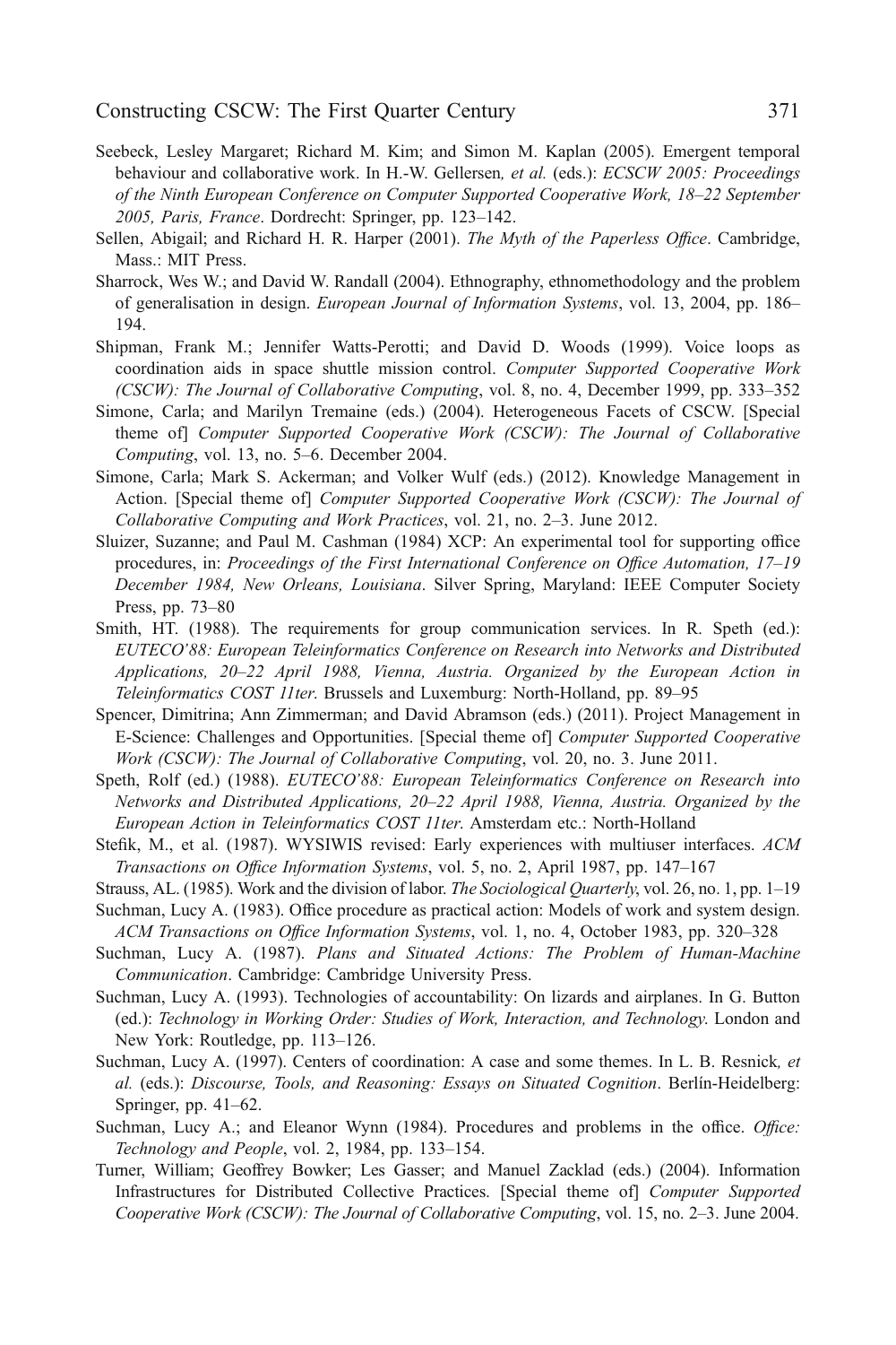Seebeck, Lesley Margaret; Richard M. Kim; and Simon M. Kaplan (2005). Emergent temporal behaviour and collaborative work. In H.-W. Gellersen, *et al.* (eds.): *ECSCW 2005: Proceedings of the Ninth European Conference on Computer Supported Cooperative Work, 18–22 September 2005, Paris, France*. Dordrecht: Springer, pp. 123–142.

Sellen, Abigail; and Richard H. R. Harper (2001). *The Myth of the Paperless Office*. Cambridge, Mass.: MIT Press.

Sharrock, Wes W.; and David W. Randall (2004). Ethnography, ethnomethodology and the problem of generalisation in design. *European Journal of Information Systems*, vol. 13, 2004, pp. 186–194.

Shipman, Frank M.; Jennifer Watts-Perotti; and David D. Woods (1999). Voice loops as coordination aids in space shuttle mission control. *Computer Supported Cooperative Work (CSCW): The Journal of Collaborative Computing*, vol. 8, no. 4, December 1999, pp. 333–352

Simone, Carla; and Marilyn Tremaine (eds.) (2004). Heterogeneous Facets of CSCW. [Special theme of] *Computer Supported Cooperative Work (CSCW): The Journal of Collaborative Computing*, vol. 13, no. 5–6. December 2004.

Simone, Carla; Mark S. Ackerman; and Volker Wulf (eds.) (2012). Knowledge Management in Action. [Special theme of] *Computer Supported Cooperative Work (CSCW): The Journal of Collaborative Computing and Work Practices*, vol. 21, no. 2–3. June 2012.

Sluizer, Suzanne; and Paul M. Cashman (1984) XCP: An experimental tool for supporting office procedures, in: *Proceedings of the First International Conference on Office Automation, 17–19 December 1984, New Orleans, Louisiana*. Silver Spring, Maryland: IEEE Computer Society Press, pp. 73–80

Smith, HT. (1988). The requirements for group communication services. In R. Speth (ed.): *EUTECO'88: European Teleinformatics Conference on Research into Networks and Distributed Applications, 20–22 April 1988, Vienna, Austria. Organized by the European Action in Teleinformatics COST 11ter*. Brussels and Luxemburg: North-Holland, pp. 89–95

Spencer, Dimitrina; Ann Zimmerman; and David Abramson (eds.) (2011). Project Management in E-Science: Challenges and Opportunities. [Special theme of] *Computer Supported Cooperative Work (CSCW): The Journal of Collaborative Computing*, vol. 20, no. 3. June 2011.

Speth, Rolf (ed.) (1988). *EUTECO'88: European Teleinformatics Conference on Research into Networks and Distributed Applications, 20–22 April 1988, Vienna, Austria. Organized by the European Action in Teleinformatics COST 11ter*. Amsterdam etc.: North-Holland

Stefik, M., et al. (1987). WYSIWIS revised: Early experiences with multiuser interfaces. *ACM Transactions on Office Information Systems*, vol. 5, no. 2, April 1987, pp. 147–167

Strauss, AL. (1985). Work and the division of labor. *The Sociological Quarterly*, vol. 26, no. 1, pp. 1–19

Suchman, Lucy A. (1983). Office procedure as practical action: Models of work and system design. *ACM Transactions on Office Information Systems*, vol. 1, no. 4, October 1983, pp. 320–328

Suchman, Lucy A. (1987). *Plans and Situated Actions: The Problem of Human-Machine Communication*. Cambridge: Cambridge University Press.

Suchman, Lucy A. (1993). Technologies of accountability: On lizards and airplanes. In G. Button (ed.): *Technology in Working Order: Studies of Work, Interaction, and Technology*. London and New York: Routledge, pp. 113–126.

Suchman, Lucy A. (1997). Centers of coordination: A case and some themes. In L. B. Resnick, *et al.* (eds.): *Discourse, Tools, and Reasoning: Essays on Situated Cognition*. Berlín-Heidelberg: Springer, pp. 41–62.

Suchman, Lucy A.; and Eleanor Wynn (1984). Procedures and problems in the office. *Office: Technology and People*, vol. 2, 1984, pp. 133–154.

Turner, William; Geoffrey Bowker; Les Gasser; and Manuel Zacklad (eds.) (2004). Information Infrastructures for Distributed Collective Practices. [Special theme of] *Computer Supported Cooperative Work (CSCW): The Journal of Collaborative Computing*, vol. 15, no. 2–3. June 2004.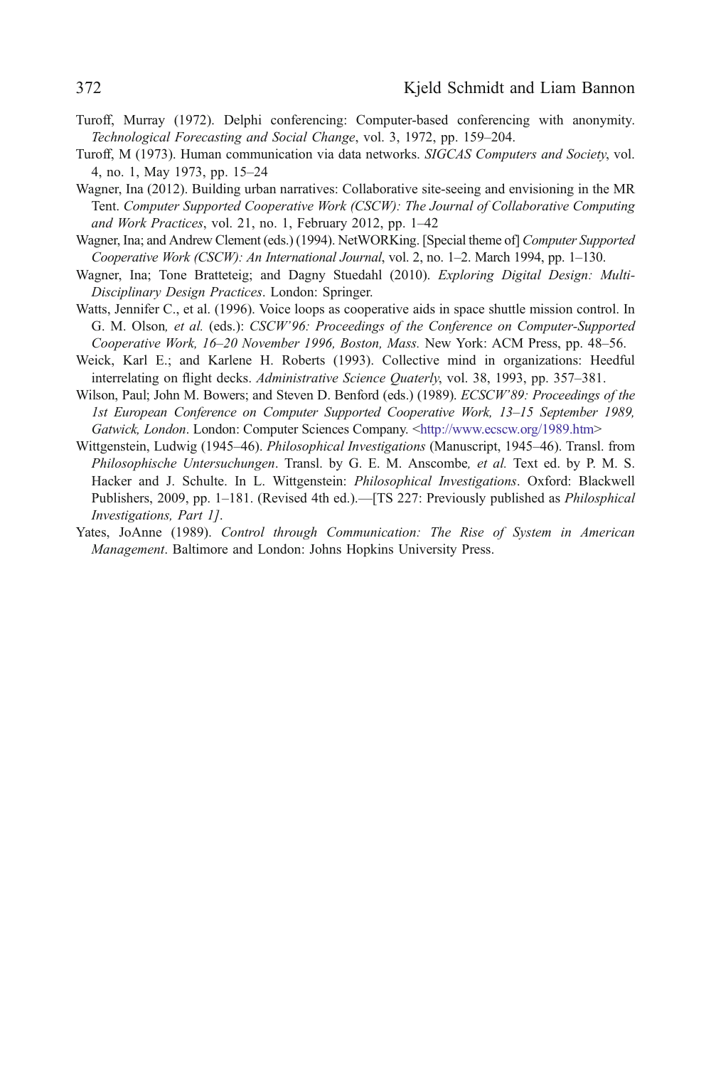Turoff, Murray (1972). Delphi conferencing: Computer-based conferencing with anonymity. *Technological Forecasting and Social Change*, vol. 3, 1972, pp. 159–204.

Turoff, M (1973). Human communication via data networks. *SIGCAS Computers and Society*, vol. 4, no. 1, May 1973, pp. 15–24

Wagner, Ina (2012). Building urban narratives: Collaborative site-seeing and envisioning in the MR Tent. *Computer Supported Cooperative Work (CSCW): The Journal of Collaborative Computing and Work Practices*, vol. 21, no. 1, February 2012, pp. 1–42

Wagner, Ina; and Andrew Clement (eds.) (1994). NetWORKing. [Special theme of] *Computer Supported Cooperative Work (CSCW): An International Journal*, vol. 2, no. 1–2. March 1994, pp. 1–130.

Wagner, Ina; Tone Bratteteig; and Dagny Stuedahl (2010). *Exploring Digital Design: Multi-Disciplinary Design Practices*. London: Springer.

Watts, Jennifer C., et al. (1996). Voice loops as cooperative aids in space shuttle mission control. In G. M. Olson*, et al.* (eds.): *CSCW'96: Proceedings of the Conference on Computer-Supported Cooperative Work, 16–20 November 1996, Boston, Mass.* New York: ACM Press, pp. 48–56.

Weick, Karl E.; and Karlene H. Roberts (1993). Collective mind in organizations: Heedful interrelating on flight decks. *Administrative Science Quaterly*, vol. 38, 1993, pp. 357–381.

Wilson, Paul; John M. Bowers; and Steven D. Benford (eds.) (1989). *ECSCW'89: Proceedings of the 1st European Conference on Computer Supported Cooperative Work, 13–15 September 1989, Gatwick, London*. London: Computer Sciences Company. <http://www.ecscw.org/1989.htm>

Wittgenstein, Ludwig (1945–46). *Philosophical Investigations* (Manuscript, 1945–46). Transl. from *Philosophische Untersuchungen*. Transl. by G. E. M. Anscombe*, et al.* Text ed. by P. M. S. Hacker and J. Schulte. In L. Wittgenstein: *Philosophical Investigations*. Oxford: Blackwell Publishers, 2009, pp. 1–181. (Revised 4th ed.).—[TS 227: Previously published as *Philosphical Investigations, Part 1]*.

Yates, JoAnne (1989). *Control through Communication: The Rise of System in American Management*. Baltimore and London: Johns Hopkins University Press.